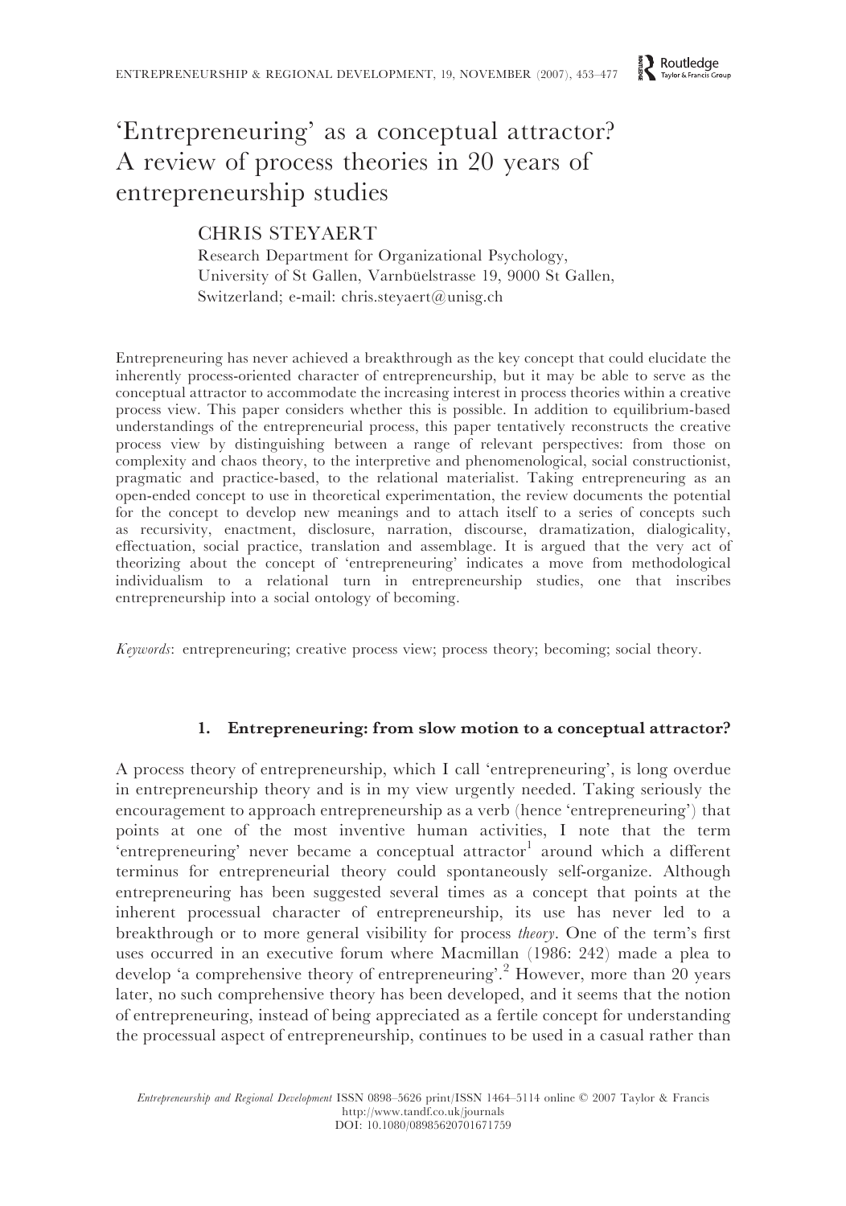# 'Entrepreneuring' as a conceptual attractor? A review of process theories in 20 years of entrepreneurship studies

CHRIS STEYAERT

Research Department for Organizational Psychology,
University of St Gallen, Varnbüelstrasse 19, 9000 St Gallen,
Switzerland; e-mail: chris.steyaert@unisg.ch

Entrepreneuring has never achieved a breakthrough as the key concept that could elucidate the inherently process-oriented character of entrepreneurship, but it may be able to serve as the conceptual attractor to accommodate the increasing interest in process theories within a creative process view. This paper considers whether this is possible. In addition to equilibrium-based understandings of the entrepreneurial process, this paper tentatively reconstructs the creative process view by distinguishing between a range of relevant perspectives: from those on complexity and chaos theory, to the interpretive and phenomenological, social constructionist, pragmatic and practice-based, to the relational materialist. Taking entrepreneuring as an open-ended concept to use in theoretical experimentation, the review documents the potential for the concept to develop new meanings and to attach itself to a series of concepts such as recursivity, enactment, disclosure, narration, discourse, dramatization, dialogicality, effectuation, social practice, translation and assemblage. It is argued that the very act of theorizing about the concept of 'entrepreneuring' indicates a move from methodological individualism to a relational turn in entrepreneurship studies, one that inscribes entrepreneurship into a social ontology of becoming.

*Keywords*: entrepreneuring; creative process view; process theory; becoming; social theory.

## 1. Entrepreneuring: from slow motion to a conceptual attractor?

A process theory of entrepreneurship, which I call 'entrepreneuring', is long overdue in entrepreneurship theory and is in my view urgently needed. Taking seriously the encouragement to approach entrepreneurship as a verb (hence 'entrepreneuring') that points at one of the most inventive human activities, I note that the term 'entrepreneuring' never became a conceptual attractor[1] around which a different terminus for entrepreneurial theory could spontaneously self-organize. Although entrepreneuring has been suggested several times as a concept that points at the inherent processual character of entrepreneurship, its use has never led to a breakthrough or to more general visibility for process *theory*. One of the term's first uses occurred in an executive forum where Macmillan (1986: 242) made a plea to develop 'a comprehensive theory of entrepreneuring'.[2] However, more than 20 years later, no such comprehensive theory has been developed, and it seems that the notion of entrepreneuring, instead of being appreciated as a fertile concept for understanding the processual aspect of entrepreneurship, continues to be used in a casual rather than

*Entrepreneurship and Regional Development* ISSN 0898–5626 print/ISSN 1464–5114 online © 2007 Taylor & Francis
http://www.tandf.co.uk/journals
DOI: 10.1080/08985620701671759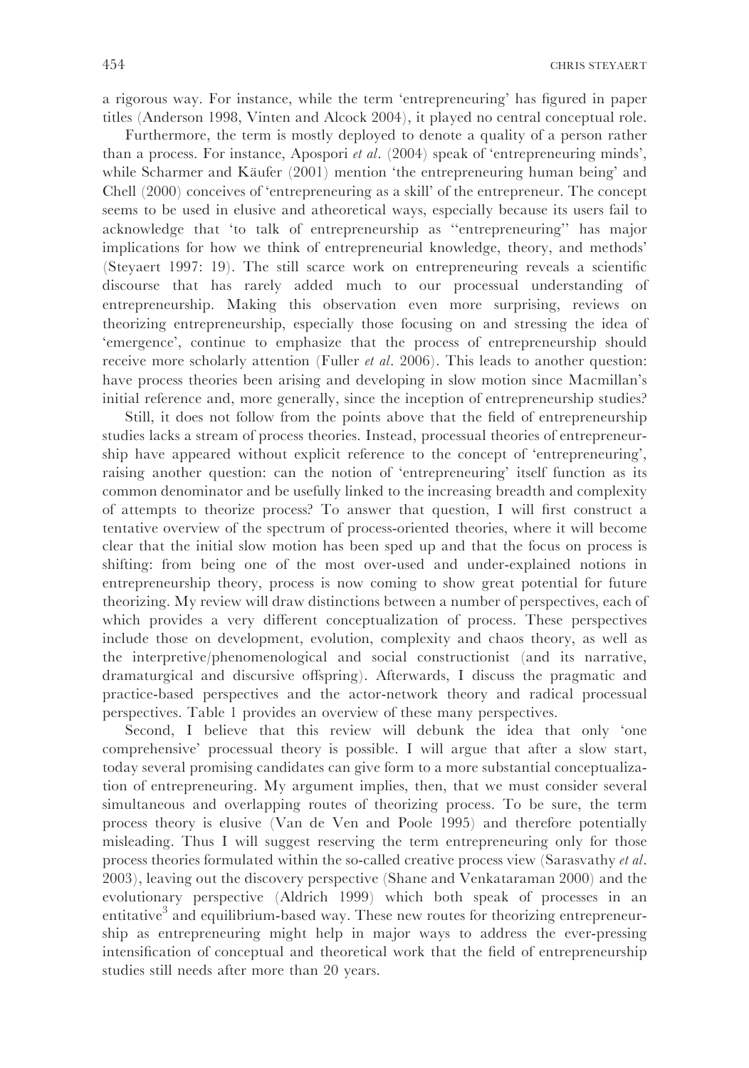a rigorous way. For instance, while the term 'entrepreneuring' has figured in paper titles (Anderson 1998, Vinten and Alcock 2004), it played no central conceptual role.

Furthermore, the term is mostly deployed to denote a quality of a person rather than a process. For instance, Apospori *et al.* (2004) speak of 'entrepreneuring minds', while Scharmer and Käufer (2001) mention 'the entrepreneuring human being' and Chell (2000) conceives of 'entrepreneuring as a skill' of the entrepreneur. The concept seems to be used in elusive and atheoretical ways, especially because its users fail to acknowledge that 'to talk of entrepreneurship as "entrepreneuring" has major implications for how we think of entrepreneurial knowledge, theory, and methods' (Steyaert 1997: 19). The still scarce work on entrepreneuring reveals a scientific discourse that has rarely added much to our processual understanding of entrepreneurship. Making this observation even more surprising, reviews on theorizing entrepreneurship, especially those focusing on and stressing the idea of 'emergence', continue to emphasize that the process of entrepreneurship should receive more scholarly attention (Fuller *et al.* 2006). This leads to another question: have process theories been arising and developing in slow motion since Macmillan's initial reference and, more generally, since the inception of entrepreneurship studies?

Still, it does not follow from the points above that the field of entrepreneurship studies lacks a stream of process theories. Instead, processual theories of entrepreneurship have appeared without explicit reference to the concept of 'entrepreneuring', raising another question: can the notion of 'entrepreneuring' itself function as its common denominator and be usefully linked to the increasing breadth and complexity of attempts to theorize process? To answer that question, I will first construct a tentative overview of the spectrum of process-oriented theories, where it will become clear that the initial slow motion has been sped up and that the focus on process is shifting: from being one of the most over-used and under-explained notions in entrepreneurship theory, process is now coming to show great potential for future theorizing. My review will draw distinctions between a number of perspectives, each of which provides a very different conceptualization of process. These perspectives include those on development, evolution, complexity and chaos theory, as well as the interpretive/phenomenological and social constructionist (and its narrative, dramaturgical and discursive offspring). Afterwards, I discuss the pragmatic and practice-based perspectives and the actor-network theory and radical processual perspectives. Table 1 provides an overview of these many perspectives.

Second, I believe that this review will debunk the idea that only 'one comprehensive' processual theory is possible. I will argue that after a slow start, today several promising candidates can give form to a more substantial conceptualization of entrepreneuring. My argument implies, then, that we must consider several simultaneous and overlapping routes of theorizing process. To be sure, the term process theory is elusive (Van de Ven and Poole 1995) and therefore potentially misleading. Thus I will suggest reserving the term entrepreneuring only for those process theories formulated within the so-called creative process view (Sarasvathy *et al.* 2003), leaving out the discovery perspective (Shane and Venkataraman 2000) and the evolutionary perspective (Aldrich 1999) which both speak of processes in an entitative[3] and equilibrium-based way. These new routes for theorizing entrepreneurship as entrepreneuring might help in major ways to address the ever-pressing intensification of conceptual and theoretical work that the field of entrepreneurship studies still needs after more than 20 years.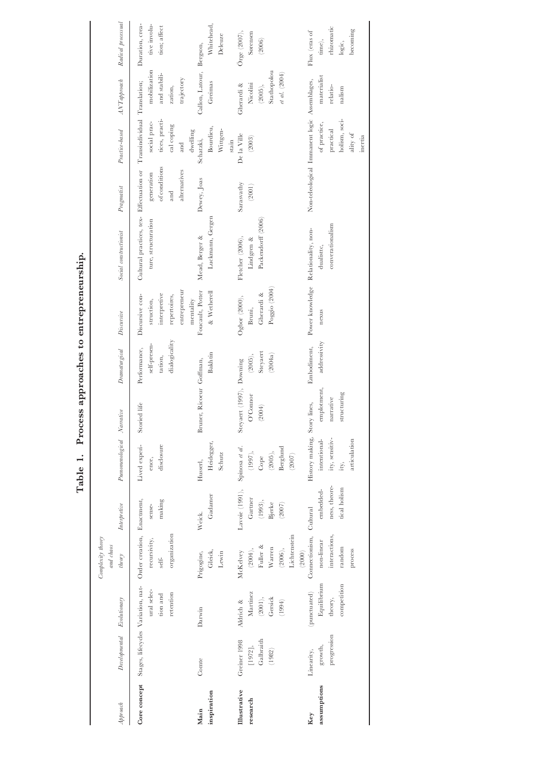**Table 1. Process approaches to entrepreneurship.**

| Approach | Developmental | Evolutionary | Complexity theory and chaos theory | Interpretive | Phenomenological | Narrative | Dramaturgical | Discursive | Social constructionist | Pragmatist | Practice-based | ANT approach | Radical processual |
|---|---|---|---|---|---|---|---|---|---|---|---|---|---|
| **Core concept** | Stages, lifecycles | Variation, natural selection and retention | Order creation, recursivity, self-organization | Enactment, sense-making | Lived experience, disclosure | Storied life | Performance, self-presentation, dialogicality | Discursive construction, interpretive repertoires, entrepreneur mentality | Cultural practices, texture, structuration | Effectuation or generation of conditions and alternatives | Transindividual social practices, practical coping and dwelling | Translation; mobilization and stabilization, trajectory | Duration, creative involution; affect |
| **Main inspiration** | Comte | Darwin | Prigogine, Gleick, Lewin | Weick. Gadamer | Husserl, Heidegger, Schutz | Bruner, Ricoeur | Goffman, Bakhtin | Foucault, Potter & Wetherell | Mead, Berger & Luckmann, Gergen | Dewey, Joas | Schatzki, Bourdieu, Wittgenstein | Callon, Latour, Greimas | Bergson, Whitehead, Deleuze |
| **Illustrative research** | Greiner 1998 [1972], Galbraith (1982) | Aldrich & Martinez (2001), Gersick (1994) | McKelvey (2004), Fuller & Warren (2006), Lichtenstein (2000) | Lavoie (1991), Gartner (1993), Bjerke (2007) | Spinosa *et al.* (1997), Cope (2005), Berglund (2007) | Steyaert (1997), O'Connor (2004) | Downing (2005), Steyaert (2004a) | Ogbor (2000), Bruni, Gherardi & Poggio (2004) | Fletcher (2006), Lindgren & Packendorff (2006) | Sarasvathy (2001) | De la Ville (2003) | Gherardi & Nicolini (2005), Stathopolou *et al.* (2004) | Örge (2007), Sørensen (2006) |
| **Key assumptions** | Linearity, growth, progression | (punctuated) Equilibrium theory, competition | Connectionism, non-linear interactions, random process | Cultural embeddedness, theoretical holism | History making, intentionality, sensitivity, articulation | Story lines, emplotment, narrative structuring | Embodiment, addressivity | Power knowledge nexus | Relationality, non-dualistc, conversationalism | Non-teleological | Immanent logic of practice, practical holism, sociality of inertia | Assemblages, materialist relationalism | Flux (eras of time), rhizomatic logic, becoming |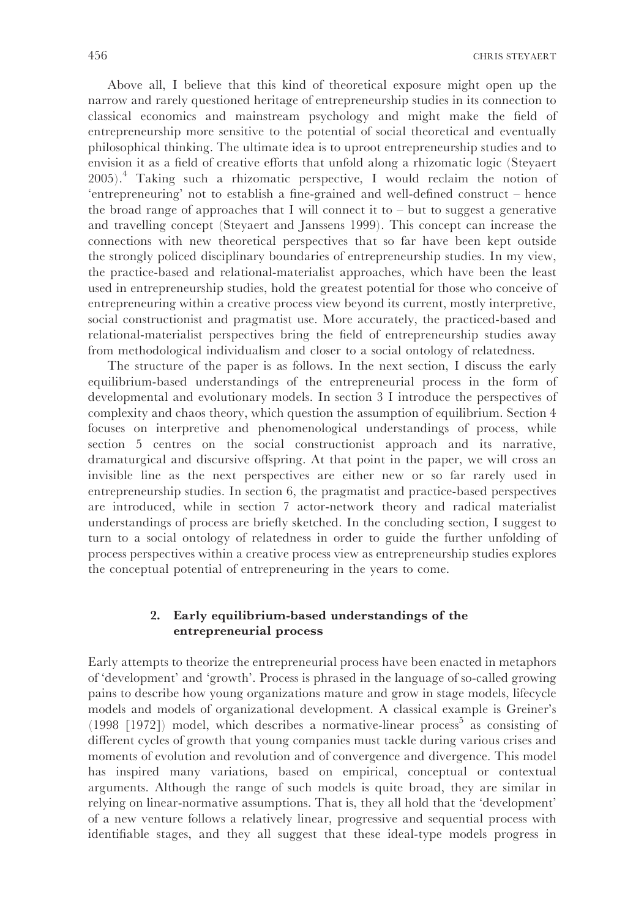Above all, I believe that this kind of theoretical exposure might open up the narrow and rarely questioned heritage of entrepreneurship studies in its connection to classical economics and mainstream psychology and might make the field of entrepreneurship more sensitive to the potential of social theoretical and eventually philosophical thinking. The ultimate idea is to uproot entrepreneurship studies and to envision it as a field of creative efforts that unfold along a rhizomatic logic (Steyaert 2005).[4] Taking such a rhizomatic perspective, I would reclaim the notion of 'entrepreneuring' not to establish a fine-grained and well-defined construct – hence the broad range of approaches that I will connect it to – but to suggest a generative and travelling concept (Steyaert and Janssens 1999). This concept can increase the connections with new theoretical perspectives that so far have been kept outside the strongly policed disciplinary boundaries of entrepreneurship studies. In my view, the practice-based and relational-materialist approaches, which have been the least used in entrepreneurship studies, hold the greatest potential for those who conceive of entrepreneuring within a creative process view beyond its current, mostly interpretive, social constructionist and pragmatist use. More accurately, the practiced-based and relational-materialist perspectives bring the field of entrepreneurship studies away from methodological individualism and closer to a social ontology of relatedness.

The structure of the paper is as follows. In the next section, I discuss the early equilibrium-based understandings of the entrepreneurial process in the form of developmental and evolutionary models. In section 3 I introduce the perspectives of complexity and chaos theory, which question the assumption of equilibrium. Section 4 focuses on interpretive and phenomenological understandings of process, while section 5 centres on the social constructionist approach and its narrative, dramaturgical and discursive offspring. At that point in the paper, we will cross an invisible line as the next perspectives are either new or so far rarely used in entrepreneurship studies. In section 6, the pragmatist and practice-based perspectives are introduced, while in section 7 actor-network theory and radical materialist understandings of process are briefly sketched. In the concluding section, I suggest to turn to a social ontology of relatedness in order to guide the further unfolding of process perspectives within a creative process view as entrepreneurship studies explores the conceptual potential of entrepreneuring in the years to come.

## 2. Early equilibrium-based understandings of the entrepreneurial process

Early attempts to theorize the entrepreneurial process have been enacted in metaphors of 'development' and 'growth'. Process is phrased in the language of so-called growing pains to describe how young organizations mature and grow in stage models, lifecycle models and models of organizational development. A classical example is Greiner's (1998 [1972]) model, which describes a normative-linear process[5] as consisting of different cycles of growth that young companies must tackle during various crises and moments of evolution and revolution and of convergence and divergence. This model has inspired many variations, based on empirical, conceptual or contextual arguments. Although the range of such models is quite broad, they are similar in relying on linear-normative assumptions. That is, they all hold that the 'development' of a new venture follows a relatively linear, progressive and sequential process with identifiable stages, and they all suggest that these ideal-type models progress in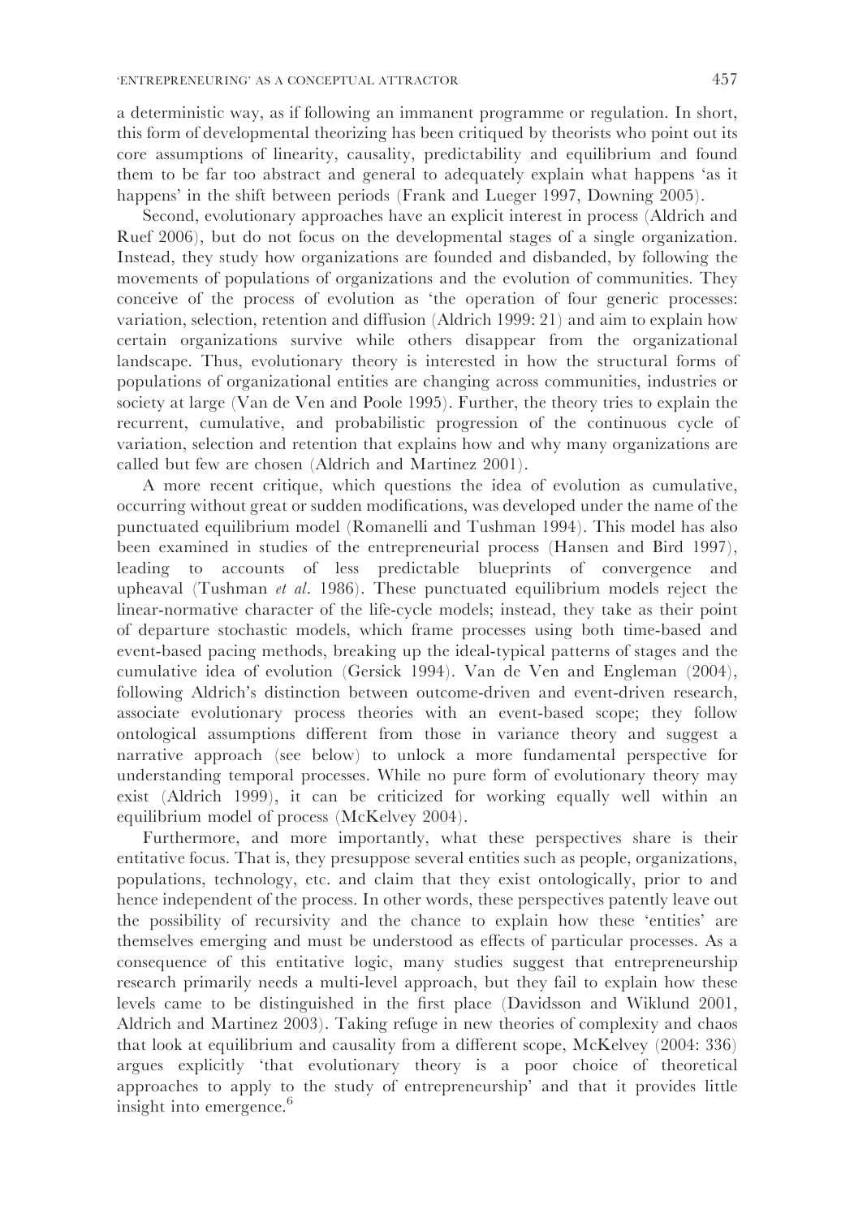a deterministic way, as if following an immanent programme or regulation. In short, this form of developmental theorizing has been critiqued by theorists who point out its core assumptions of linearity, causality, predictability and equilibrium and found them to be far too abstract and general to adequately explain what happens 'as it happens' in the shift between periods (Frank and Lueger 1997, Downing 2005).

Second, evolutionary approaches have an explicit interest in process (Aldrich and Ruef 2006), but do not focus on the developmental stages of a single organization. Instead, they study how organizations are founded and disbanded, by following the movements of populations of organizations and the evolution of communities. They conceive of the process of evolution as 'the operation of four generic processes: variation, selection, retention and diffusion (Aldrich 1999: 21) and aim to explain how certain organizations survive while others disappear from the organizational landscape. Thus, evolutionary theory is interested in how the structural forms of populations of organizational entities are changing across communities, industries or society at large (Van de Ven and Poole 1995). Further, the theory tries to explain the recurrent, cumulative, and probabilistic progression of the continuous cycle of variation, selection and retention that explains how and why many organizations are called but few are chosen (Aldrich and Martinez 2001).

A more recent critique, which questions the idea of evolution as cumulative, occurring without great or sudden modifications, was developed under the name of the punctuated equilibrium model (Romanelli and Tushman 1994). This model has also been examined in studies of the entrepreneurial process (Hansen and Bird 1997), leading to accounts of less predictable blueprints of convergence and upheaval (Tushman *et al*. 1986). These punctuated equilibrium models reject the linear-normative character of the life-cycle models; instead, they take as their point of departure stochastic models, which frame processes using both time-based and event-based pacing methods, breaking up the ideal-typical patterns of stages and the cumulative idea of evolution (Gersick 1994). Van de Ven and Engleman (2004), following Aldrich's distinction between outcome-driven and event-driven research, associate evolutionary process theories with an event-based scope; they follow ontological assumptions different from those in variance theory and suggest a narrative approach (see below) to unlock a more fundamental perspective for understanding temporal processes. While no pure form of evolutionary theory may exist (Aldrich 1999), it can be criticized for working equally well within an equilibrium model of process (McKelvey 2004).

Furthermore, and more importantly, what these perspectives share is their entitative focus. That is, they presuppose several entities such as people, organizations, populations, technology, etc. and claim that they exist ontologically, prior to and hence independent of the process. In other words, these perspectives patently leave out the possibility of recursivity and the chance to explain how these 'entities' are themselves emerging and must be understood as effects of particular processes. As a consequence of this entitative logic, many studies suggest that entrepreneurship research primarily needs a multi-level approach, but they fail to explain how these levels came to be distinguished in the first place (Davidsson and Wiklund 2001, Aldrich and Martinez 2003). Taking refuge in new theories of complexity and chaos that look at equilibrium and causality from a different scope, McKelvey (2004: 336) argues explicitly 'that evolutionary theory is a poor choice of theoretical approaches to apply to the study of entrepreneurship' and that it provides little insight into emergence.[6]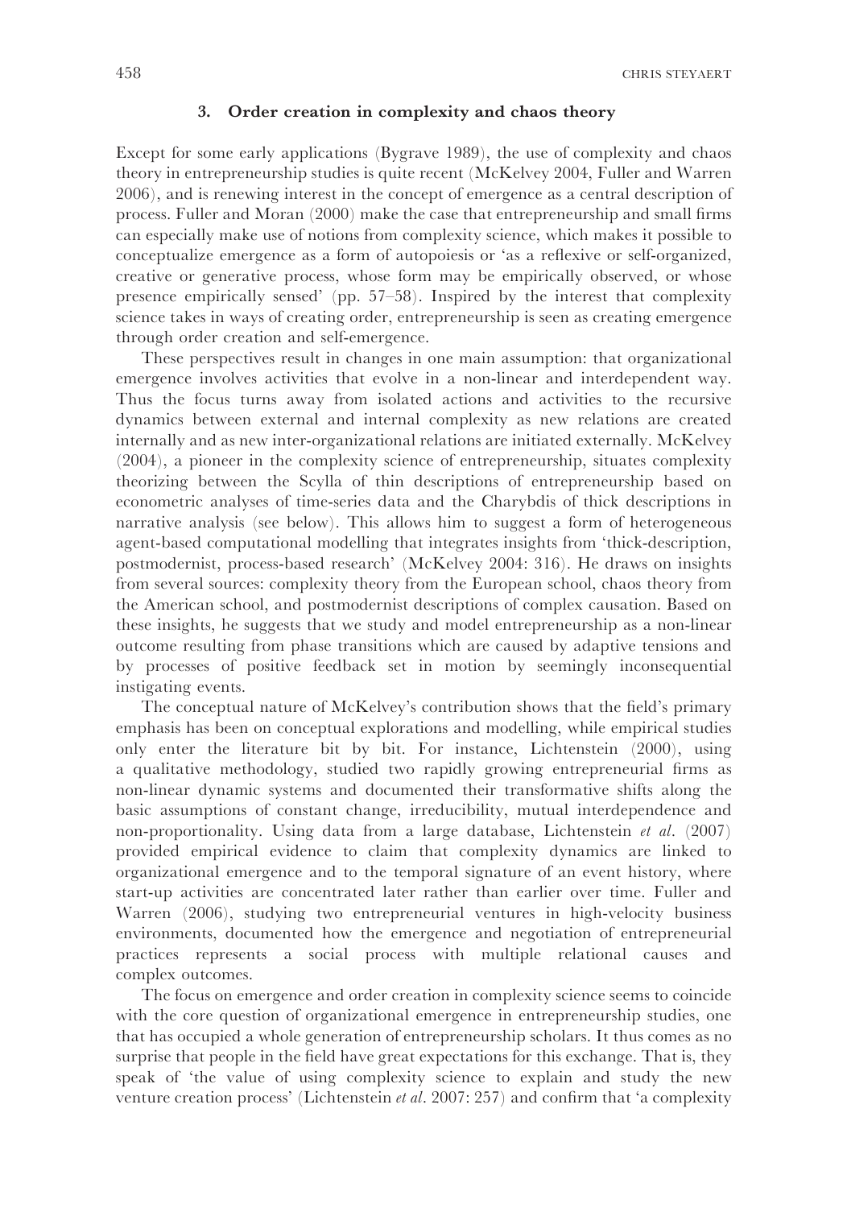### 3. Order creation in complexity and chaos theory

Except for some early applications (Bygrave 1989), the use of complexity and chaos theory in entrepreneurship studies is quite recent (McKelvey 2004, Fuller and Warren 2006), and is renewing interest in the concept of emergence as a central description of process. Fuller and Moran (2000) make the case that entrepreneurship and small firms can especially make use of notions from complexity science, which makes it possible to conceptualize emergence as a form of autopoiesis or 'as a reflexive or self-organized, creative or generative process, whose form may be empirically observed, or whose presence empirically sensed' (pp. 57–58). Inspired by the interest that complexity science takes in ways of creating order, entrepreneurship is seen as creating emergence through order creation and self-emergence.

These perspectives result in changes in one main assumption: that organizational emergence involves activities that evolve in a non-linear and interdependent way. Thus the focus turns away from isolated actions and activities to the recursive dynamics between external and internal complexity as new relations are created internally and as new inter-organizational relations are initiated externally. McKelvey (2004), a pioneer in the complexity science of entrepreneurship, situates complexity theorizing between the Scylla of thin descriptions of entrepreneurship based on econometric analyses of time-series data and the Charybdis of thick descriptions in narrative analysis (see below). This allows him to suggest a form of heterogeneous agent-based computational modelling that integrates insights from 'thick-description, postmodernist, process-based research' (McKelvey 2004: 316). He draws on insights from several sources: complexity theory from the European school, chaos theory from the American school, and postmodernist descriptions of complex causation. Based on these insights, he suggests that we study and model entrepreneurship as a non-linear outcome resulting from phase transitions which are caused by adaptive tensions and by processes of positive feedback set in motion by seemingly inconsequential instigating events.

The conceptual nature of McKelvey's contribution shows that the field's primary emphasis has been on conceptual explorations and modelling, while empirical studies only enter the literature bit by bit. For instance, Lichtenstein (2000), using a qualitative methodology, studied two rapidly growing entrepreneurial firms as non-linear dynamic systems and documented their transformative shifts along the basic assumptions of constant change, irreducibility, mutual interdependence and non-proportionality. Using data from a large database, Lichtenstein *et al*. (2007) provided empirical evidence to claim that complexity dynamics are linked to organizational emergence and to the temporal signature of an event history, where start-up activities are concentrated later rather than earlier over time. Fuller and Warren (2006), studying two entrepreneurial ventures in high-velocity business environments, documented how the emergence and negotiation of entrepreneurial practices represents a social process with multiple relational causes and complex outcomes.

The focus on emergence and order creation in complexity science seems to coincide with the core question of organizational emergence in entrepreneurship studies, one that has occupied a whole generation of entrepreneurship scholars. It thus comes as no surprise that people in the field have great expectations for this exchange. That is, they speak of 'the value of using complexity science to explain and study the new venture creation process' (Lichtenstein *et al*. 2007: 257) and confirm that 'a complexity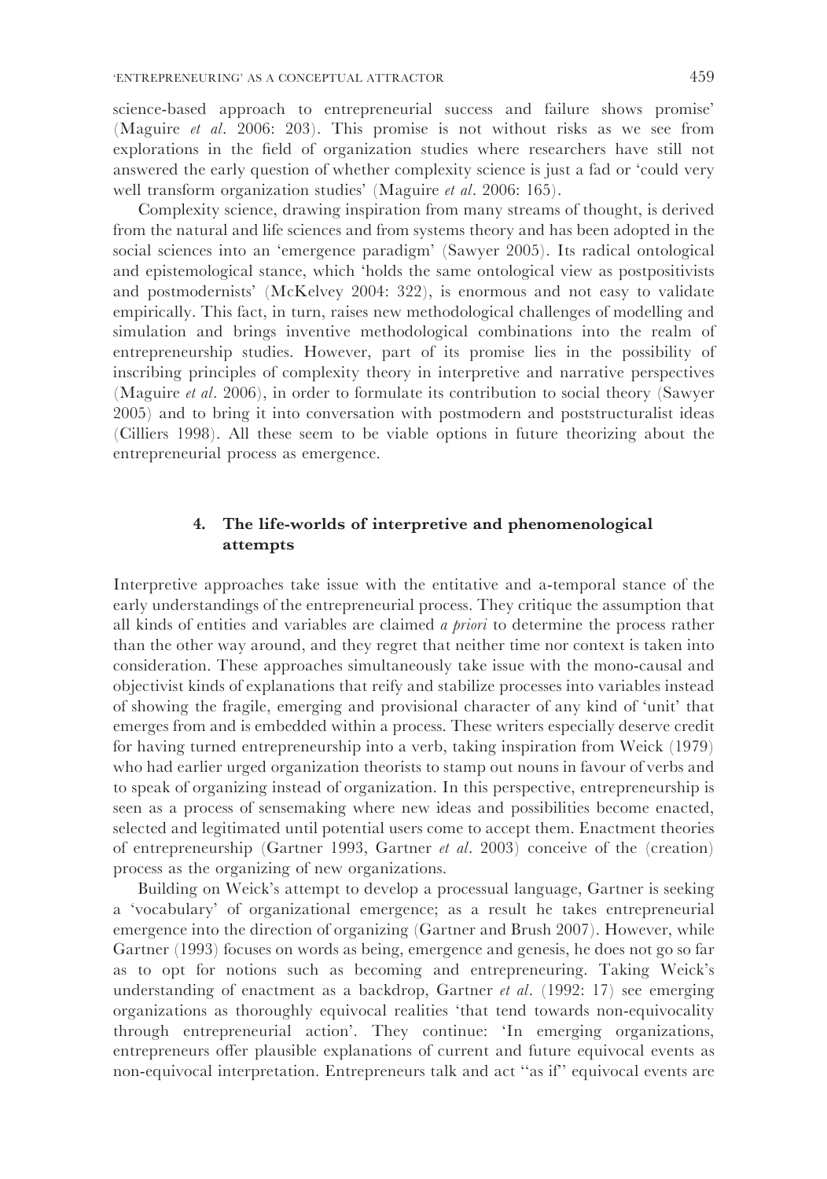science-based approach to entrepreneurial success and failure shows promise' (Maguire *et al*. 2006: 203). This promise is not without risks as we see from explorations in the field of organization studies where researchers have still not answered the early question of whether complexity science is just a fad or 'could very well transform organization studies' (Maguire *et al*. 2006: 165).

Complexity science, drawing inspiration from many streams of thought, is derived from the natural and life sciences and from systems theory and has been adopted in the social sciences into an 'emergence paradigm' (Sawyer 2005). Its radical ontological and epistemological stance, which 'holds the same ontological view as postpositivists and postmodernists' (McKelvey 2004: 322), is enormous and not easy to validate empirically. This fact, in turn, raises new methodological challenges of modelling and simulation and brings inventive methodological combinations into the realm of entrepreneurship studies. However, part of its promise lies in the possibility of inscribing principles of complexity theory in interpretive and narrative perspectives (Maguire *et al*. 2006), in order to formulate its contribution to social theory (Sawyer 2005) and to bring it into conversation with postmodern and poststructuralist ideas (Cilliers 1998). All these seem to be viable options in future theorizing about the entrepreneurial process as emergence.

## 4. The life-worlds of interpretive and phenomenological attempts

Interpretive approaches take issue with the entitative and a-temporal stance of the early understandings of the entrepreneurial process. They critique the assumption that all kinds of entities and variables are claimed *a priori* to determine the process rather than the other way around, and they regret that neither time nor context is taken into consideration. These approaches simultaneously take issue with the mono-causal and objectivist kinds of explanations that reify and stabilize processes into variables instead of showing the fragile, emerging and provisional character of any kind of 'unit' that emerges from and is embedded within a process. These writers especially deserve credit for having turned entrepreneurship into a verb, taking inspiration from Weick (1979) who had earlier urged organization theorists to stamp out nouns in favour of verbs and to speak of organizing instead of organization. In this perspective, entrepreneurship is seen as a process of sensemaking where new ideas and possibilities become enacted, selected and legitimated until potential users come to accept them. Enactment theories of entrepreneurship (Gartner 1993, Gartner *et al*. 2003) conceive of the (creation) process as the organizing of new organizations.

Building on Weick's attempt to develop a processual language, Gartner is seeking a 'vocabulary' of organizational emergence; as a result he takes entrepreneurial emergence into the direction of organizing (Gartner and Brush 2007). However, while Gartner (1993) focuses on words as being, emergence and genesis, he does not go so far as to opt for notions such as becoming and entrepreneuring. Taking Weick's understanding of enactment as a backdrop, Gartner *et al*. (1992: 17) see emerging organizations as thoroughly equivocal realities 'that tend towards non-equivocality through entrepreneurial action'. They continue: 'In emerging organizations, entrepreneurs offer plausible explanations of current and future equivocal events as non-equivocal interpretation. Entrepreneurs talk and act "as if" equivocal events are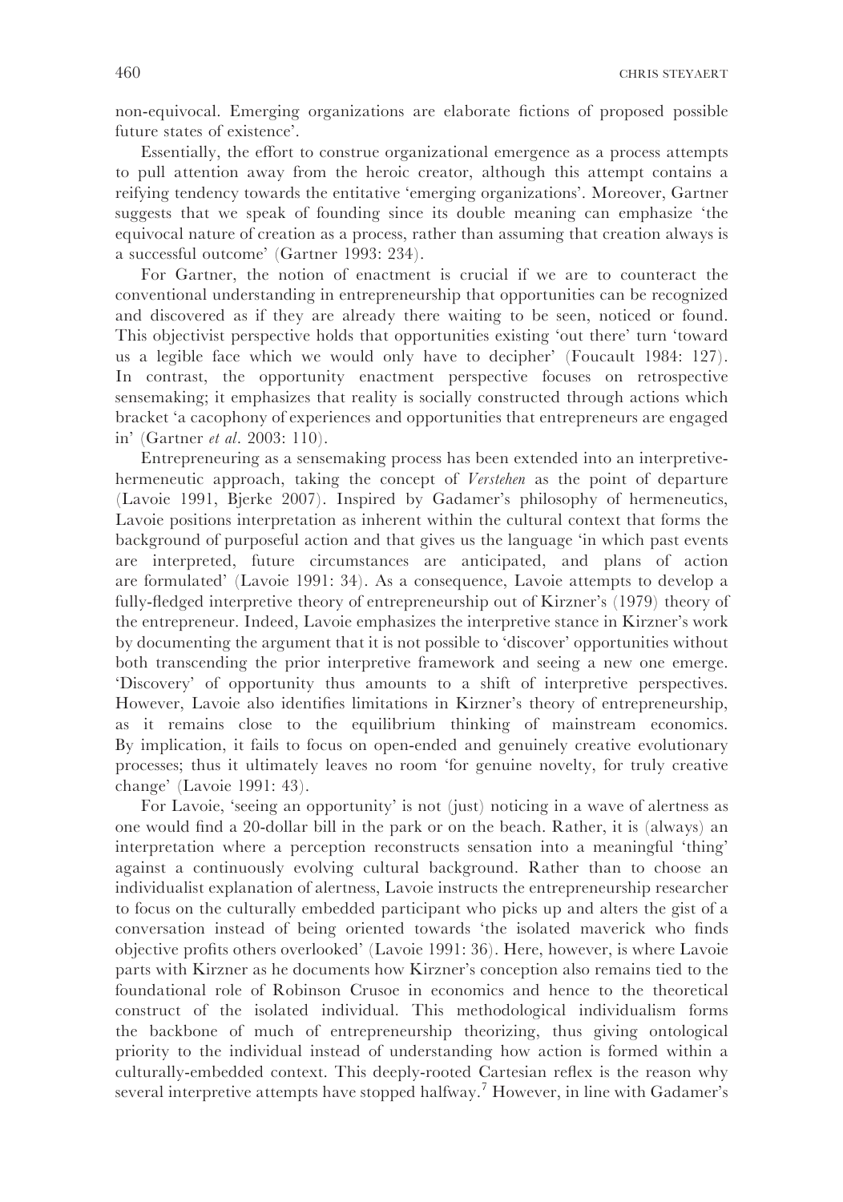non-equivocal. Emerging organizations are elaborate fictions of proposed possible future states of existence'.

Essentially, the effort to construe organizational emergence as a process attempts to pull attention away from the heroic creator, although this attempt contains a reifying tendency towards the entitative 'emerging organizations'. Moreover, Gartner suggests that we speak of founding since its double meaning can emphasize 'the equivocal nature of creation as a process, rather than assuming that creation always is a successful outcome' (Gartner 1993: 234).

For Gartner, the notion of enactment is crucial if we are to counteract the conventional understanding in entrepreneurship that opportunities can be recognized and discovered as if they are already there waiting to be seen, noticed or found. This objectivist perspective holds that opportunities existing 'out there' turn 'toward us a legible face which we would only have to decipher' (Foucault 1984: 127). In contrast, the opportunity enactment perspective focuses on retrospective sensemaking; it emphasizes that reality is socially constructed through actions which bracket 'a cacophony of experiences and opportunities that entrepreneurs are engaged in' (Gartner *et al*. 2003: 110).

Entrepreneuring as a sensemaking process has been extended into an interpretive-hermeneutic approach, taking the concept of *Verstehen* as the point of departure (Lavoie 1991, Bjerke 2007). Inspired by Gadamer's philosophy of hermeneutics, Lavoie positions interpretation as inherent within the cultural context that forms the background of purposeful action and that gives us the language 'in which past events are interpreted, future circumstances are anticipated, and plans of action are formulated' (Lavoie 1991: 34). As a consequence, Lavoie attempts to develop a fully-fledged interpretive theory of entrepreneurship out of Kirzner's (1979) theory of the entrepreneur. Indeed, Lavoie emphasizes the interpretive stance in Kirzner's work by documenting the argument that it is not possible to 'discover' opportunities without both transcending the prior interpretive framework and seeing a new one emerge. 'Discovery' of opportunity thus amounts to a shift of interpretive perspectives. However, Lavoie also identifies limitations in Kirzner's theory of entrepreneurship, as it remains close to the equilibrium thinking of mainstream economics. By implication, it fails to focus on open-ended and genuinely creative evolutionary processes; thus it ultimately leaves no room 'for genuine novelty, for truly creative change' (Lavoie 1991: 43).

For Lavoie, 'seeing an opportunity' is not (just) noticing in a wave of alertness as one would find a 20-dollar bill in the park or on the beach. Rather, it is (always) an interpretation where a perception reconstructs sensation into a meaningful 'thing' against a continuously evolving cultural background. Rather than to choose an individualist explanation of alertness, Lavoie instructs the entrepreneurship researcher to focus on the culturally embedded participant who picks up and alters the gist of a conversation instead of being oriented towards 'the isolated maverick who finds objective profits others overlooked' (Lavoie 1991: 36). Here, however, is where Lavoie parts with Kirzner as he documents how Kirzner's conception also remains tied to the foundational role of Robinson Crusoe in economics and hence to the theoretical construct of the isolated individual. This methodological individualism forms the backbone of much of entrepreneurship theorizing, thus giving ontological priority to the individual instead of understanding how action is formed within a culturally-embedded context. This deeply-rooted Cartesian reflex is the reason why several interpretive attempts have stopped halfway.[7] However, in line with Gadamer's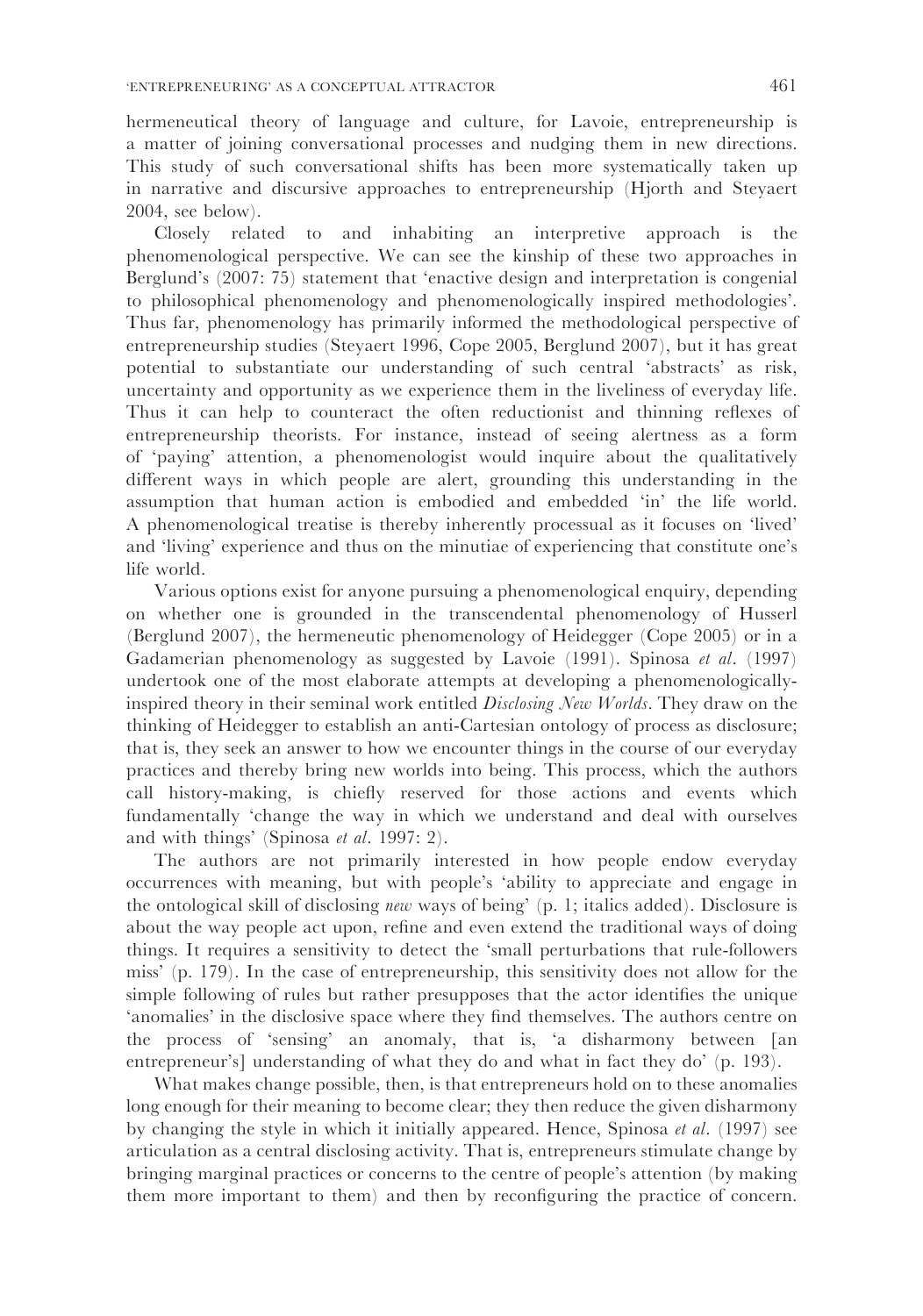hermeneutical theory of language and culture, for Lavoie, entrepreneurship is a matter of joining conversational processes and nudging them in new directions. This study of such conversational shifts has been more systematically taken up in narrative and discursive approaches to entrepreneurship (Hjorth and Steyaert 2004, see below).

Closely related to and inhabiting an interpretive approach is the phenomenological perspective. We can see the kinship of these two approaches in Berglund's (2007: 75) statement that 'enactive design and interpretation is congenial to philosophical phenomenology and phenomenologically inspired methodologies'. Thus far, phenomenology has primarily informed the methodological perspective of entrepreneurship studies (Steyaert 1996, Cope 2005, Berglund 2007), but it has great potential to substantiate our understanding of such central 'abstracts' as risk, uncertainty and opportunity as we experience them in the liveliness of everyday life. Thus it can help to counteract the often reductionist and thinning reflexes of entrepreneurship theorists. For instance, instead of seeing alertness as a form of 'paying' attention, a phenomenologist would inquire about the qualitatively different ways in which people are alert, grounding this understanding in the assumption that human action is embodied and embedded 'in' the life world. A phenomenological treatise is thereby inherently processual as it focuses on 'lived' and 'living' experience and thus on the minutiae of experiencing that constitute one's life world.

Various options exist for anyone pursuing a phenomenological enquiry, depending on whether one is grounded in the transcendental phenomenology of Husserl (Berglund 2007), the hermeneutic phenomenology of Heidegger (Cope 2005) or in a Gadamerian phenomenology as suggested by Lavoie (1991). Spinosa *et al*. (1997) undertook one of the most elaborate attempts at developing a phenomenologically-inspired theory in their seminal work entitled *Disclosing New Worlds*. They draw on the thinking of Heidegger to establish an anti-Cartesian ontology of process as disclosure; that is, they seek an answer to how we encounter things in the course of our everyday practices and thereby bring new worlds into being. This process, which the authors call history-making, is chiefly reserved for those actions and events which fundamentally 'change the way in which we understand and deal with ourselves and with things' (Spinosa *et al*. 1997: 2).

The authors are not primarily interested in how people endow everyday occurrences with meaning, but with people's 'ability to appreciate and engage in the ontological skill of disclosing *new* ways of being' (p. 1; italics added). Disclosure is about the way people act upon, refine and even extend the traditional ways of doing things. It requires a sensitivity to detect the 'small perturbations that rule-followers miss' (p. 179). In the case of entrepreneurship, this sensitivity does not allow for the simple following of rules but rather presupposes that the actor identifies the unique 'anomalies' in the disclosive space where they find themselves. The authors centre on the process of 'sensing' an anomaly, that is, 'a disharmony between [an entrepreneur's] understanding of what they do and what in fact they do' (p. 193).

What makes change possible, then, is that entrepreneurs hold on to these anomalies long enough for their meaning to become clear; they then reduce the given disharmony by changing the style in which it initially appeared. Hence, Spinosa *et al*. (1997) see articulation as a central disclosing activity. That is, entrepreneurs stimulate change by bringing marginal practices or concerns to the centre of people's attention (by making them more important to them) and then by reconfiguring the practice of concern.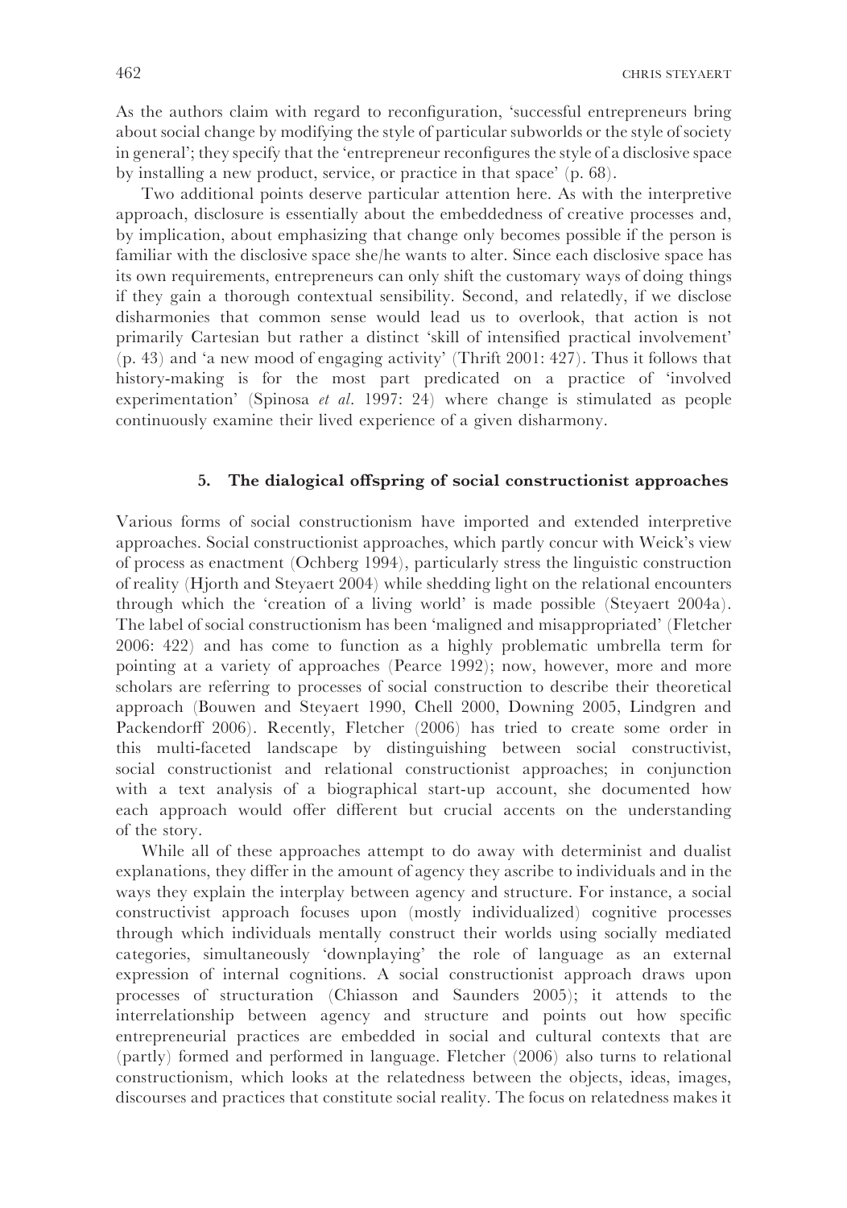As the authors claim with regard to reconfiguration, 'successful entrepreneurs bring about social change by modifying the style of particular subworlds or the style of society in general'; they specify that the 'entrepreneur reconfigures the style of a disclosive space by installing a new product, service, or practice in that space' (p. 68).

Two additional points deserve particular attention here. As with the interpretive approach, disclosure is essentially about the embeddedness of creative processes and, by implication, about emphasizing that change only becomes possible if the person is familiar with the disclosive space she/he wants to alter. Since each disclosive space has its own requirements, entrepreneurs can only shift the customary ways of doing things if they gain a thorough contextual sensibility. Second, and relatedly, if we disclose disharmonies that common sense would lead us to overlook, that action is not primarily Cartesian but rather a distinct 'skill of intensified practical involvement' (p. 43) and 'a new mood of engaging activity' (Thrift 2001: 427). Thus it follows that history-making is for the most part predicated on a practice of 'involved experimentation' (Spinosa *et al.* 1997: 24) where change is stimulated as people continuously examine their lived experience of a given disharmony.

## 5. The dialogical offspring of social constructionist approaches

Various forms of social constructionism have imported and extended interpretive approaches. Social constructionist approaches, which partly concur with Weick's view of process as enactment (Ochberg 1994), particularly stress the linguistic construction of reality (Hjorth and Steyaert 2004) while shedding light on the relational encounters through which the 'creation of a living world' is made possible (Steyaert 2004a). The label of social constructionism has been 'maligned and misappropriated' (Fletcher 2006: 422) and has come to function as a highly problematic umbrella term for pointing at a variety of approaches (Pearce 1992); now, however, more and more scholars are referring to processes of social construction to describe their theoretical approach (Bouwen and Steyaert 1990, Chell 2000, Downing 2005, Lindgren and Packendorff 2006). Recently, Fletcher (2006) has tried to create some order in this multi-faceted landscape by distinguishing between social constructivist, social constructionist and relational constructionist approaches; in conjunction with a text analysis of a biographical start-up account, she documented how each approach would offer different but crucial accents on the understanding of the story.

While all of these approaches attempt to do away with determinist and dualist explanations, they differ in the amount of agency they ascribe to individuals and in the ways they explain the interplay between agency and structure. For instance, a social constructivist approach focuses upon (mostly individualized) cognitive processes through which individuals mentally construct their worlds using socially mediated categories, simultaneously 'downplaying' the role of language as an external expression of internal cognitions. A social constructionist approach draws upon processes of structuration (Chiasson and Saunders 2005); it attends to the interrelationship between agency and structure and points out how specific entrepreneurial practices are embedded in social and cultural contexts that are (partly) formed and performed in language. Fletcher (2006) also turns to relational constructionism, which looks at the relatedness between the objects, ideas, images, discourses and practices that constitute social reality. The focus on relatedness makes it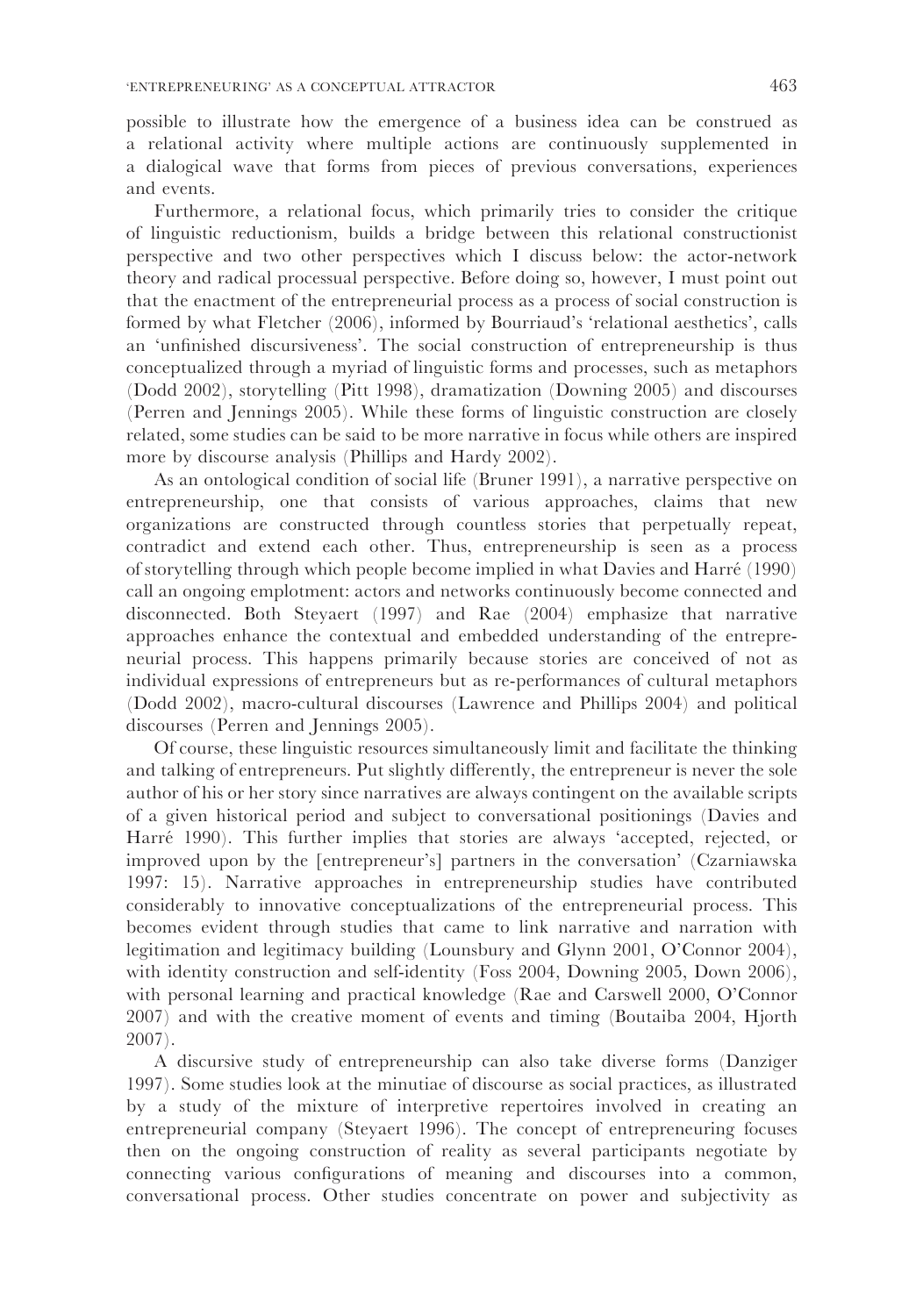possible to illustrate how the emergence of a business idea can be construed as a relational activity where multiple actions are continuously supplemented in a dialogical wave that forms from pieces of previous conversations, experiences and events.

Furthermore, a relational focus, which primarily tries to consider the critique of linguistic reductionism, builds a bridge between this relational constructionist perspective and two other perspectives which I discuss below: the actor-network theory and radical processual perspective. Before doing so, however, I must point out that the enactment of the entrepreneurial process as a process of social construction is formed by what Fletcher (2006), informed by Bourriaud's 'relational aesthetics', calls an 'unfinished discursiveness'. The social construction of entrepreneurship is thus conceptualized through a myriad of linguistic forms and processes, such as metaphors (Dodd 2002), storytelling (Pitt 1998), dramatization (Downing 2005) and discourses (Perren and Jennings 2005). While these forms of linguistic construction are closely related, some studies can be said to be more narrative in focus while others are inspired more by discourse analysis (Phillips and Hardy 2002).

As an ontological condition of social life (Bruner 1991), a narrative perspective on entrepreneurship, one that consists of various approaches, claims that new organizations are constructed through countless stories that perpetually repeat, contradict and extend each other. Thus, entrepreneurship is seen as a process of storytelling through which people become implied in what Davies and Harré (1990) call an ongoing emplotment: actors and networks continuously become connected and disconnected. Both Steyaert (1997) and Rae (2004) emphasize that narrative approaches enhance the contextual and embedded understanding of the entrepreneurial process. This happens primarily because stories are conceived of not as individual expressions of entrepreneurs but as re-performances of cultural metaphors (Dodd 2002), macro-cultural discourses (Lawrence and Phillips 2004) and political discourses (Perren and Jennings 2005).

Of course, these linguistic resources simultaneously limit and facilitate the thinking and talking of entrepreneurs. Put slightly differently, the entrepreneur is never the sole author of his or her story since narratives are always contingent on the available scripts of a given historical period and subject to conversational positionings (Davies and Harré 1990). This further implies that stories are always 'accepted, rejected, or improved upon by the [entrepreneur's] partners in the conversation' (Czarniawska 1997: 15). Narrative approaches in entrepreneurship studies have contributed considerably to innovative conceptualizations of the entrepreneurial process. This becomes evident through studies that came to link narrative and narration with legitimation and legitimacy building (Lounsbury and Glynn 2001, O'Connor 2004), with identity construction and self-identity (Foss 2004, Downing 2005, Down 2006), with personal learning and practical knowledge (Rae and Carswell 2000, O'Connor 2007) and with the creative moment of events and timing (Boutaiba 2004, Hjorth 2007).

A discursive study of entrepreneurship can also take diverse forms (Danziger 1997). Some studies look at the minutiae of discourse as social practices, as illustrated by a study of the mixture of interpretive repertoires involved in creating an entrepreneurial company (Steyaert 1996). The concept of entrepreneuring focuses then on the ongoing construction of reality as several participants negotiate by connecting various configurations of meaning and discourses into a common, conversational process. Other studies concentrate on power and subjectivity as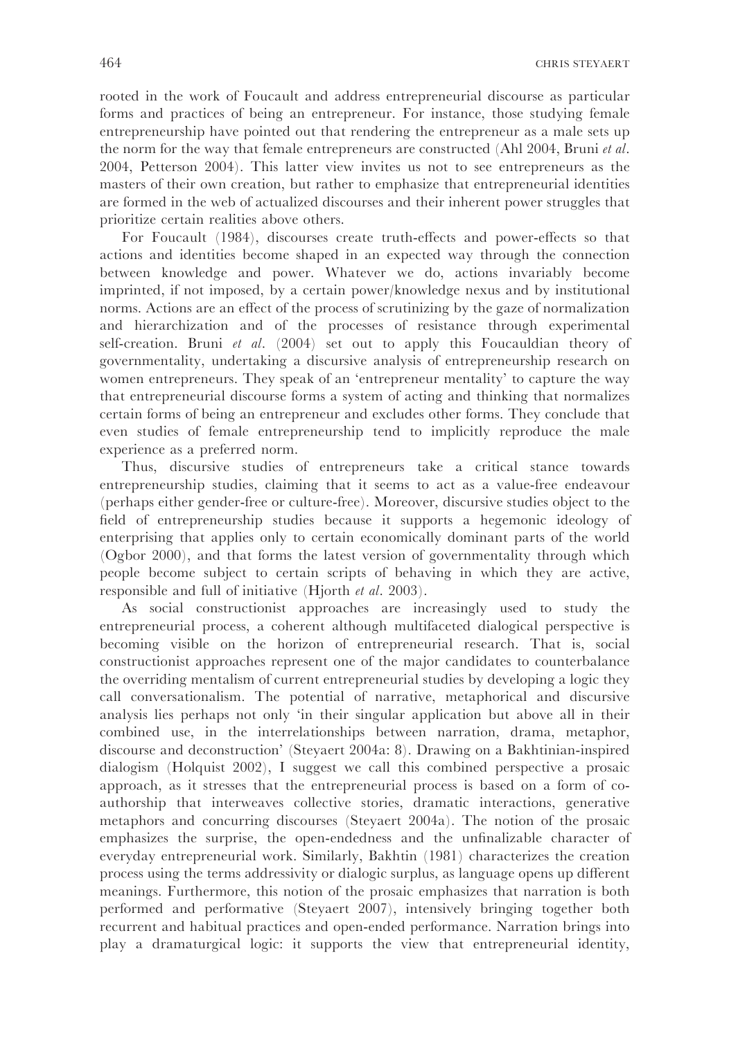rooted in the work of Foucault and address entrepreneurial discourse as particular forms and practices of being an entrepreneur. For instance, those studying female entrepreneurship have pointed out that rendering the entrepreneur as a male sets up the norm for the way that female entrepreneurs are constructed (Ahl 2004, Bruni *et al.* 2004, Petterson 2004). This latter view invites us not to see entrepreneurs as the masters of their own creation, but rather to emphasize that entrepreneurial identities are formed in the web of actualized discourses and their inherent power struggles that prioritize certain realities above others.

For Foucault (1984), discourses create truth-effects and power-effects so that actions and identities become shaped in an expected way through the connection between knowledge and power. Whatever we do, actions invariably become imprinted, if not imposed, by a certain power/knowledge nexus and by institutional norms. Actions are an effect of the process of scrutinizing by the gaze of normalization and hierarchization and of the processes of resistance through experimental self-creation. Bruni *et al.* (2004) set out to apply this Foucauldian theory of governmentality, undertaking a discursive analysis of entrepreneurship research on women entrepreneurs. They speak of an 'entrepreneur mentality' to capture the way that entrepreneurial discourse forms a system of acting and thinking that normalizes certain forms of being an entrepreneur and excludes other forms. They conclude that even studies of female entrepreneurship tend to implicitly reproduce the male experience as a preferred norm.

Thus, discursive studies of entrepreneurs take a critical stance towards entrepreneurship studies, claiming that it seems to act as a value-free endeavour (perhaps either gender-free or culture-free). Moreover, discursive studies object to the field of entrepreneurship studies because it supports a hegemonic ideology of enterprising that applies only to certain economically dominant parts of the world (Ogbor 2000), and that forms the latest version of governmentality through which people become subject to certain scripts of behaving in which they are active, responsible and full of initiative (Hjorth *et al.* 2003).

As social constructionist approaches are increasingly used to study the entrepreneurial process, a coherent although multifaceted dialogical perspective is becoming visible on the horizon of entrepreneurial research. That is, social constructionist approaches represent one of the major candidates to counterbalance the overriding mentalism of current entrepreneurial studies by developing a logic they call conversationalism. The potential of narrative, metaphorical and discursive analysis lies perhaps not only 'in their singular application but above all in their combined use, in the interrelationships between narration, drama, metaphor, discourse and deconstruction' (Steyaert 2004a: 8). Drawing on a Bakhtinian-inspired dialogism (Holquist 2002), I suggest we call this combined perspective a prosaic approach, as it stresses that the entrepreneurial process is based on a form of co-authorship that interweaves collective stories, dramatic interactions, generative metaphors and concurring discourses (Steyaert 2004a). The notion of the prosaic emphasizes the surprise, the open-endedness and the unfinalizable character of everyday entrepreneurial work. Similarly, Bakhtin (1981) characterizes the creation process using the terms addressivity or dialogic surplus, as language opens up different meanings. Furthermore, this notion of the prosaic emphasizes that narration is both performed and performative (Steyaert 2007), intensively bringing together both recurrent and habitual practices and open-ended performance. Narration brings into play a dramaturgical logic: it supports the view that entrepreneurial identity,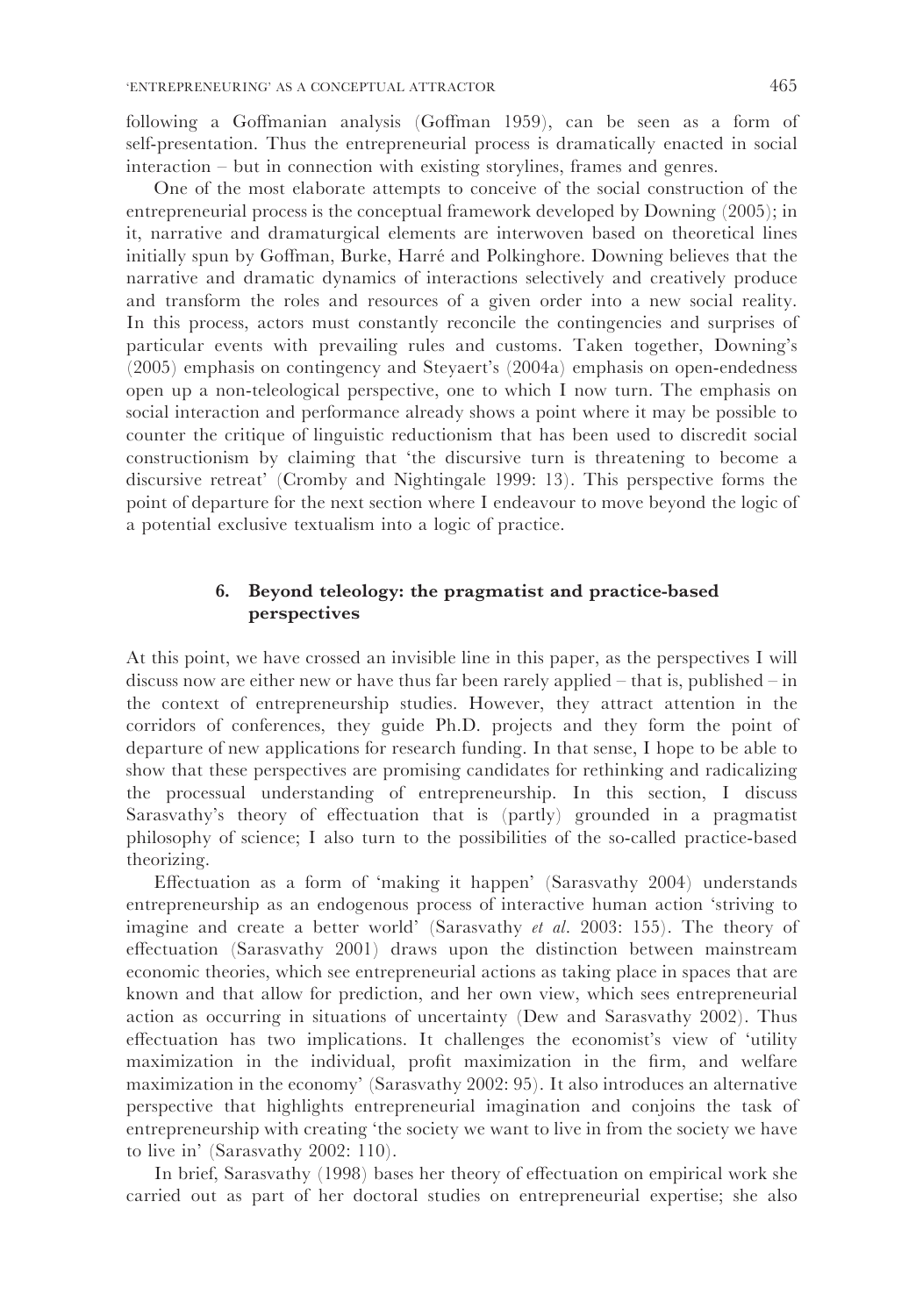following a Goffmanian analysis (Goffman 1959), can be seen as a form of self-presentation. Thus the entrepreneurial process is dramatically enacted in social interaction – but in connection with existing storylines, frames and genres.

One of the most elaborate attempts to conceive of the social construction of the entrepreneurial process is the conceptual framework developed by Downing (2005); in it, narrative and dramaturgical elements are interwoven based on theoretical lines initially spun by Goffman, Burke, Harré and Polkinghore. Downing believes that the narrative and dramatic dynamics of interactions selectively and creatively produce and transform the roles and resources of a given order into a new social reality. In this process, actors must constantly reconcile the contingencies and surprises of particular events with prevailing rules and customs. Taken together, Downing's (2005) emphasis on contingency and Steyaert's (2004a) emphasis on open-endedness open up a non-teleological perspective, one to which I now turn. The emphasis on social interaction and performance already shows a point where it may be possible to counter the critique of linguistic reductionism that has been used to discredit social constructionism by claiming that 'the discursive turn is threatening to become a discursive retreat' (Cromby and Nightingale 1999: 13). This perspective forms the point of departure for the next section where I endeavour to move beyond the logic of a potential exclusive textualism into a logic of practice.

## 6. Beyond teleology: the pragmatist and practice-based perspectives

At this point, we have crossed an invisible line in this paper, as the perspectives I will discuss now are either new or have thus far been rarely applied – that is, published – in the context of entrepreneurship studies. However, they attract attention in the corridors of conferences, they guide Ph.D. projects and they form the point of departure of new applications for research funding. In that sense, I hope to be able to show that these perspectives are promising candidates for rethinking and radicalizing the processual understanding of entrepreneurship. In this section, I discuss Sarasvathy's theory of effectuation that is (partly) grounded in a pragmatist philosophy of science; I also turn to the possibilities of the so-called practice-based theorizing.

Effectuation as a form of 'making it happen' (Sarasvathy 2004) understands entrepreneurship as an endogenous process of interactive human action 'striving to imagine and create a better world' (Sarasvathy *et al.* 2003: 155). The theory of effectuation (Sarasvathy 2001) draws upon the distinction between mainstream economic theories, which see entrepreneurial actions as taking place in spaces that are known and that allow for prediction, and her own view, which sees entrepreneurial action as occurring in situations of uncertainty (Dew and Sarasvathy 2002). Thus effectuation has two implications. It challenges the economist's view of 'utility maximization in the individual, profit maximization in the firm, and welfare maximization in the economy' (Sarasvathy 2002: 95). It also introduces an alternative perspective that highlights entrepreneurial imagination and conjoins the task of entrepreneurship with creating 'the society we want to live in from the society we have to live in' (Sarasvathy 2002: 110).

In brief, Sarasvathy (1998) bases her theory of effectuation on empirical work she carried out as part of her doctoral studies on entrepreneurial expertise; she also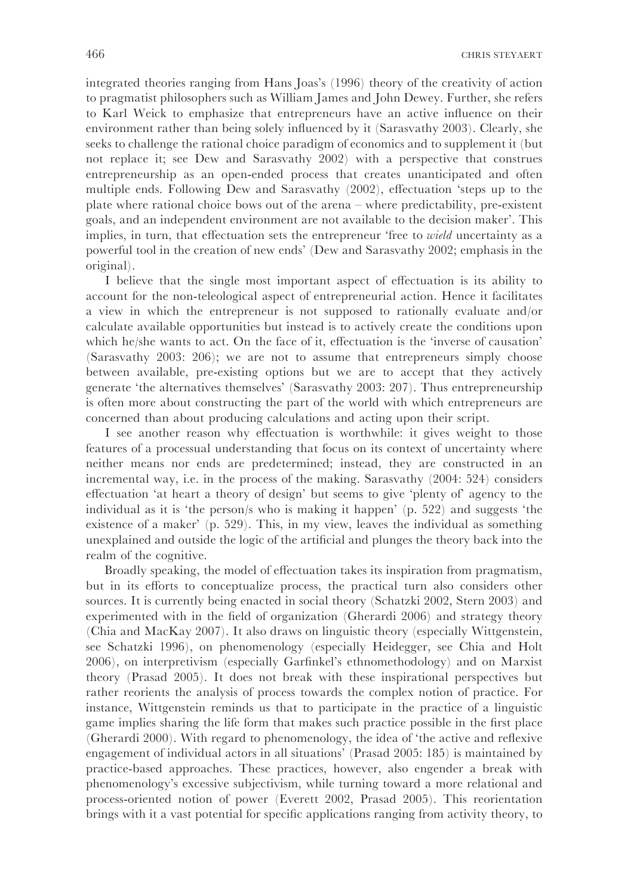integrated theories ranging from Hans Joas's (1996) theory of the creativity of action to pragmatist philosophers such as William James and John Dewey. Further, she refers to Karl Weick to emphasize that entrepreneurs have an active influence on their environment rather than being solely influenced by it (Sarasvathy 2003). Clearly, she seeks to challenge the rational choice paradigm of economics and to supplement it (but not replace it; see Dew and Sarasvathy 2002) with a perspective that construes entrepreneurship as an open-ended process that creates unanticipated and often multiple ends. Following Dew and Sarasvathy (2002), effectuation 'steps up to the plate where rational choice bows out of the arena – where predictability, pre-existent goals, and an independent environment are not available to the decision maker'. This implies, in turn, that effectuation sets the entrepreneur 'free to *wield* uncertainty as a powerful tool in the creation of new ends' (Dew and Sarasvathy 2002; emphasis in the original).

I believe that the single most important aspect of effectuation is its ability to account for the non-teleological aspect of entrepreneurial action. Hence it facilitates a view in which the entrepreneur is not supposed to rationally evaluate and/or calculate available opportunities but instead is to actively create the conditions upon which he/she wants to act. On the face of it, effectuation is the 'inverse of causation' (Sarasvathy 2003: 206); we are not to assume that entrepreneurs simply choose between available, pre-existing options but we are to accept that they actively generate 'the alternatives themselves' (Sarasvathy 2003: 207). Thus entrepreneurship is often more about constructing the part of the world with which entrepreneurs are concerned than about producing calculations and acting upon their script.

I see another reason why effectuation is worthwhile: it gives weight to those features of a processual understanding that focus on its context of uncertainty where neither means nor ends are predetermined; instead, they are constructed in an incremental way, i.e. in the process of the making. Sarasvathy (2004: 524) considers effectuation 'at heart a theory of design' but seems to give 'plenty of' agency to the individual as it is 'the person/s who is making it happen' (p. 522) and suggests 'the existence of a maker' (p. 529). This, in my view, leaves the individual as something unexplained and outside the logic of the artificial and plunges the theory back into the realm of the cognitive.

Broadly speaking, the model of effectuation takes its inspiration from pragmatism, but in its efforts to conceptualize process, the practical turn also considers other sources. It is currently being enacted in social theory (Schatzki 2002, Stern 2003) and experimented with in the field of organization (Gherardi 2006) and strategy theory (Chia and MacKay 2007). It also draws on linguistic theory (especially Wittgenstein, see Schatzki 1996), on phenomenology (especially Heidegger, see Chia and Holt 2006), on interpretivism (especially Garfinkel's ethnomethodology) and on Marxist theory (Prasad 2005). It does not break with these inspirational perspectives but rather reorients the analysis of process towards the complex notion of practice. For instance, Wittgenstein reminds us that to participate in the practice of a linguistic game implies sharing the life form that makes such practice possible in the first place (Gherardi 2000). With regard to phenomenology, the idea of 'the active and reflexive engagement of individual actors in all situations' (Prasad 2005: 185) is maintained by practice-based approaches. These practices, however, also engender a break with phenomenology's excessive subjectivism, while turning toward a more relational and process-oriented notion of power (Everett 2002, Prasad 2005). This reorientation brings with it a vast potential for specific applications ranging from activity theory, to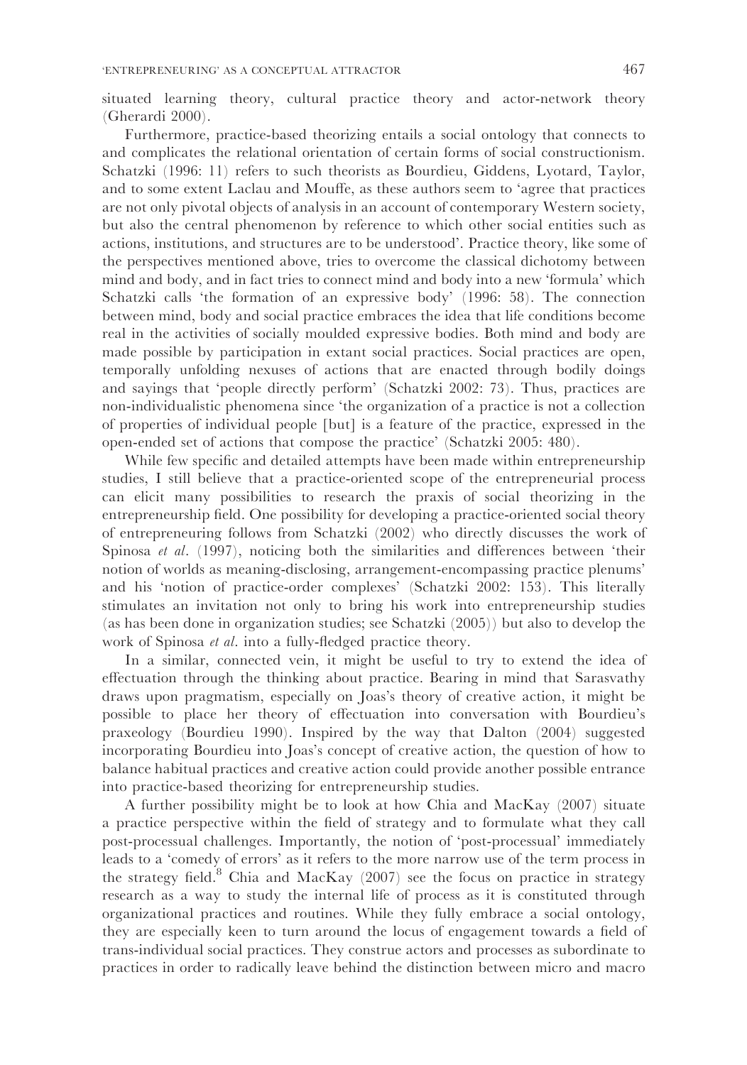situated learning theory, cultural practice theory and actor-network theory (Gherardi 2000).

Furthermore, practice-based theorizing entails a social ontology that connects to and complicates the relational orientation of certain forms of social constructionism. Schatzki (1996: 11) refers to such theorists as Bourdieu, Giddens, Lyotard, Taylor, and to some extent Laclau and Mouffe, as these authors seem to 'agree that practices are not only pivotal objects of analysis in an account of contemporary Western society, but also the central phenomenon by reference to which other social entities such as actions, institutions, and structures are to be understood'. Practice theory, like some of the perspectives mentioned above, tries to overcome the classical dichotomy between mind and body, and in fact tries to connect mind and body into a new 'formula' which Schatzki calls 'the formation of an expressive body' (1996: 58). The connection between mind, body and social practice embraces the idea that life conditions become real in the activities of socially moulded expressive bodies. Both mind and body are made possible by participation in extant social practices. Social practices are open, temporally unfolding nexuses of actions that are enacted through bodily doings and sayings that 'people directly perform' (Schatzki 2002: 73). Thus, practices are non-individualistic phenomena since 'the organization of a practice is not a collection of properties of individual people [but] is a feature of the practice, expressed in the open-ended set of actions that compose the practice' (Schatzki 2005: 480).

While few specific and detailed attempts have been made within entrepreneurship studies, I still believe that a practice-oriented scope of the entrepreneurial process can elicit many possibilities to research the praxis of social theorizing in the entrepreneurship field. One possibility for developing a practice-oriented social theory of entrepreneuring follows from Schatzki (2002) who directly discusses the work of Spinosa *et al*. (1997), noticing both the similarities and differences between 'their notion of worlds as meaning-disclosing, arrangement-encompassing practice plenums' and his 'notion of practice-order complexes' (Schatzki 2002: 153). This literally stimulates an invitation not only to bring his work into entrepreneurship studies (as has been done in organization studies; see Schatzki (2005)) but also to develop the work of Spinosa *et al*. into a fully-fledged practice theory.

In a similar, connected vein, it might be useful to try to extend the idea of effectuation through the thinking about practice. Bearing in mind that Sarasvathy draws upon pragmatism, especially on Joas's theory of creative action, it might be possible to place her theory of effectuation into conversation with Bourdieu's praxeology (Bourdieu 1990). Inspired by the way that Dalton (2004) suggested incorporating Bourdieu into Joas's concept of creative action, the question of how to balance habitual practices and creative action could provide another possible entrance into practice-based theorizing for entrepreneurship studies.

A further possibility might be to look at how Chia and MacKay (2007) situate a practice perspective within the field of strategy and to formulate what they call post-processual challenges. Importantly, the notion of 'post-processual' immediately leads to a 'comedy of errors' as it refers to the more narrow use of the term process in the strategy field.[8] Chia and MacKay (2007) see the focus on practice in strategy research as a way to study the internal life of process as it is constituted through organizational practices and routines. While they fully embrace a social ontology, they are especially keen to turn around the locus of engagement towards a field of trans-individual social practices. They construe actors and processes as subordinate to practices in order to radically leave behind the distinction between micro and macro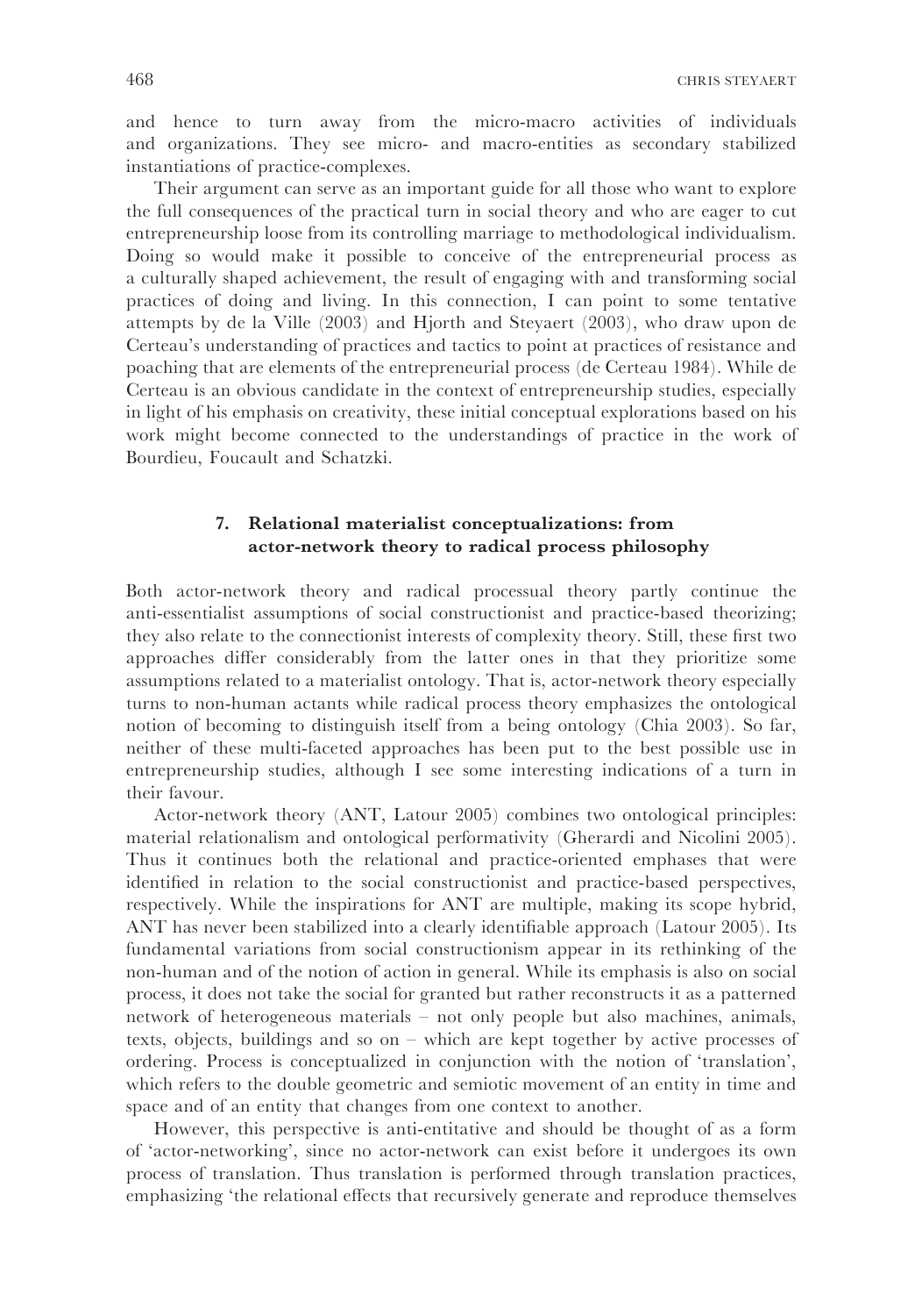and hence to turn away from the micro-macro activities of individuals and organizations. They see micro- and macro-entities as secondary stabilized instantiations of practice-complexes.

Their argument can serve as an important guide for all those who want to explore the full consequences of the practical turn in social theory and who are eager to cut entrepreneurship loose from its controlling marriage to methodological individualism. Doing so would make it possible to conceive of the entrepreneurial process as a culturally shaped achievement, the result of engaging with and transforming social practices of doing and living. In this connection, I can point to some tentative attempts by de la Ville (2003) and Hjorth and Steyaert (2003), who draw upon de Certeau's understanding of practices and tactics to point at practices of resistance and poaching that are elements of the entrepreneurial process (de Certeau 1984). While de Certeau is an obvious candidate in the context of entrepreneurship studies, especially in light of his emphasis on creativity, these initial conceptual explorations based on his work might become connected to the understandings of practice in the work of Bourdieu, Foucault and Schatzki.

## 7. Relational materialist conceptualizations: from actor-network theory to radical process philosophy

Both actor-network theory and radical processual theory partly continue the anti-essentialist assumptions of social constructionist and practice-based theorizing; they also relate to the connectionist interests of complexity theory. Still, these first two approaches differ considerably from the latter ones in that they prioritize some assumptions related to a materialist ontology. That is, actor-network theory especially turns to non-human actants while radical process theory emphasizes the ontological notion of becoming to distinguish itself from a being ontology (Chia 2003). So far, neither of these multi-faceted approaches has been put to the best possible use in entrepreneurship studies, although I see some interesting indications of a turn in their favour.

Actor-network theory (ANT, Latour 2005) combines two ontological principles: material relationalism and ontological performativity (Gherardi and Nicolini 2005). Thus it continues both the relational and practice-oriented emphases that were identified in relation to the social constructionist and practice-based perspectives, respectively. While the inspirations for ANT are multiple, making its scope hybrid, ANT has never been stabilized into a clearly identifiable approach (Latour 2005). Its fundamental variations from social constructionism appear in its rethinking of the non-human and of the notion of action in general. While its emphasis is also on social process, it does not take the social for granted but rather reconstructs it as a patterned network of heterogeneous materials – not only people but also machines, animals, texts, objects, buildings and so on – which are kept together by active processes of ordering. Process is conceptualized in conjunction with the notion of 'translation', which refers to the double geometric and semiotic movement of an entity in time and space and of an entity that changes from one context to another.

However, this perspective is anti-entitative and should be thought of as a form of 'actor-networking', since no actor-network can exist before it undergoes its own process of translation. Thus translation is performed through translation practices, emphasizing 'the relational effects that recursively generate and reproduce themselves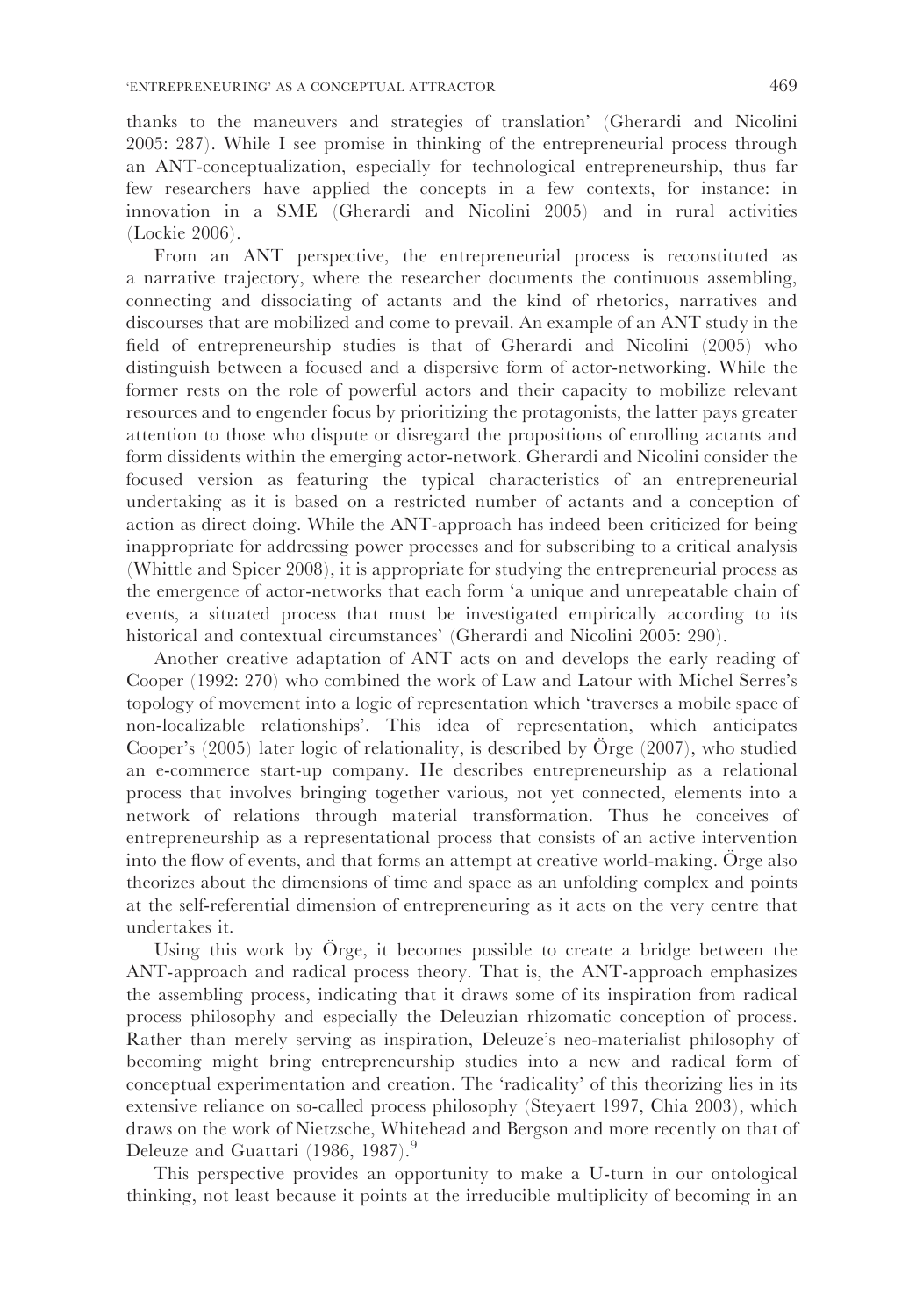thanks to the maneuvers and strategies of translation' (Gherardi and Nicolini 2005: 287). While I see promise in thinking of the entrepreneurial process through an ANT-conceptualization, especially for technological entrepreneurship, thus far few researchers have applied the concepts in a few contexts, for instance: in innovation in a SME (Gherardi and Nicolini 2005) and in rural activities (Lockie 2006).

From an ANT perspective, the entrepreneurial process is reconstituted as a narrative trajectory, where the researcher documents the continuous assembling, connecting and dissociating of actants and the kind of rhetorics, narratives and discourses that are mobilized and come to prevail. An example of an ANT study in the field of entrepreneurship studies is that of Gherardi and Nicolini (2005) who distinguish between a focused and a dispersive form of actor-networking. While the former rests on the role of powerful actors and their capacity to mobilize relevant resources and to engender focus by prioritizing the protagonists, the latter pays greater attention to those who dispute or disregard the propositions of enrolling actants and form dissidents within the emerging actor-network. Gherardi and Nicolini consider the focused version as featuring the typical characteristics of an entrepreneurial undertaking as it is based on a restricted number of actants and a conception of action as direct doing. While the ANT-approach has indeed been criticized for being inappropriate for addressing power processes and for subscribing to a critical analysis (Whittle and Spicer 2008), it is appropriate for studying the entrepreneurial process as the emergence of actor-networks that each form 'a unique and unrepeatable chain of events, a situated process that must be investigated empirically according to its historical and contextual circumstances' (Gherardi and Nicolini 2005: 290).

Another creative adaptation of ANT acts on and develops the early reading of Cooper (1992: 270) who combined the work of Law and Latour with Michel Serres's topology of movement into a logic of representation which 'traverses a mobile space of non-localizable relationships'. This idea of representation, which anticipates Cooper's (2005) later logic of relationality, is described by Örge (2007), who studied an e-commerce start-up company. He describes entrepreneurship as a relational process that involves bringing together various, not yet connected, elements into a network of relations through material transformation. Thus he conceives of entrepreneurship as a representational process that consists of an active intervention into the flow of events, and that forms an attempt at creative world-making. Örge also theorizes about the dimensions of time and space as an unfolding complex and points at the self-referential dimension of entrepreneuring as it acts on the very centre that undertakes it.

Using this work by Örge, it becomes possible to create a bridge between the ANT-approach and radical process theory. That is, the ANT-approach emphasizes the assembling process, indicating that it draws some of its inspiration from radical process philosophy and especially the Deleuzian rhizomatic conception of process. Rather than merely serving as inspiration, Deleuze's neo-materialist philosophy of becoming might bring entrepreneurship studies into a new and radical form of conceptual experimentation and creation. The 'radicality' of this theorizing lies in its extensive reliance on so-called process philosophy (Steyaert 1997, Chia 2003), which draws on the work of Nietzsche, Whitehead and Bergson and more recently on that of Deleuze and Guattari (1986, 1987).[9]

This perspective provides an opportunity to make a U-turn in our ontological thinking, not least because it points at the irreducible multiplicity of becoming in an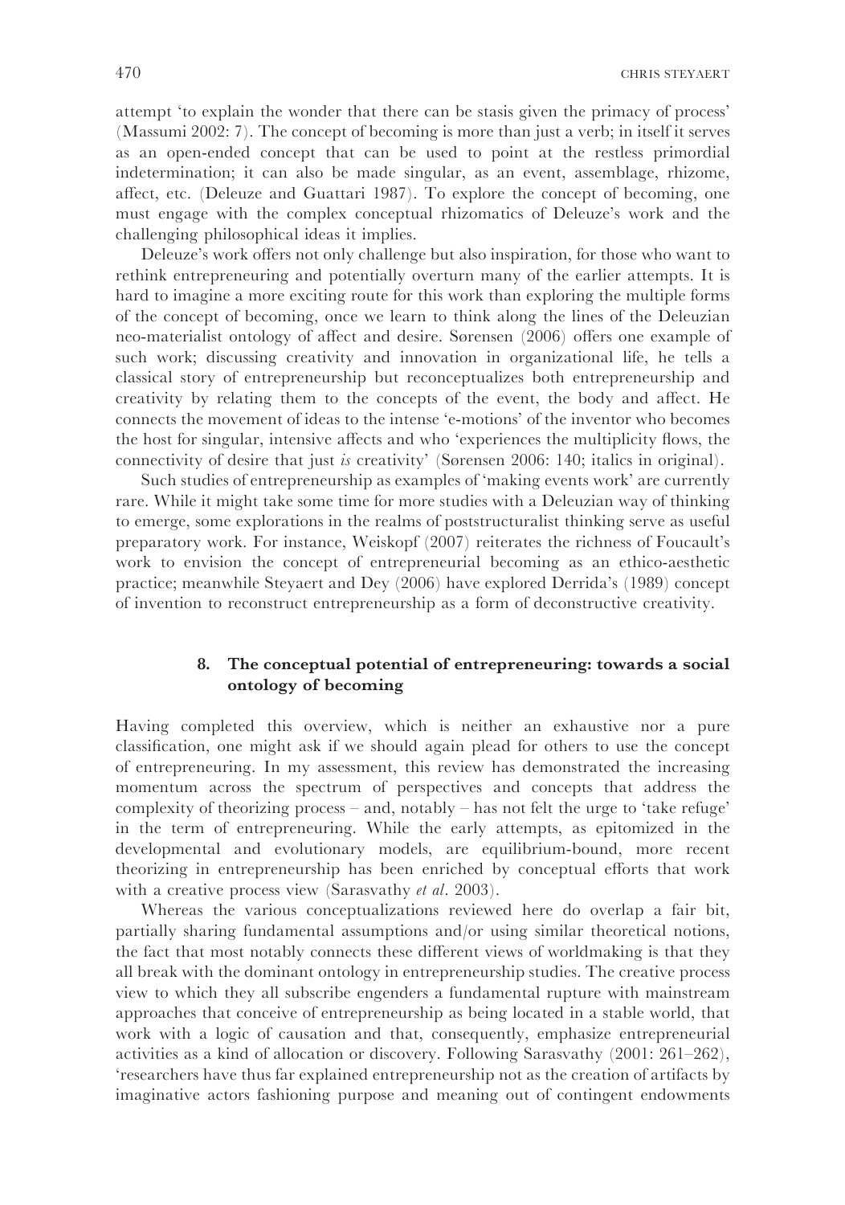attempt 'to explain the wonder that there can be stasis given the primacy of process' (Massumi 2002: 7). The concept of becoming is more than just a verb; in itself it serves as an open-ended concept that can be used to point at the restless primordial indetermination; it can also be made singular, as an event, assemblage, rhizome, affect, etc. (Deleuze and Guattari 1987). To explore the concept of becoming, one must engage with the complex conceptual rhizomatics of Deleuze's work and the challenging philosophical ideas it implies.

Deleuze's work offers not only challenge but also inspiration, for those who want to rethink entrepreneuring and potentially overturn many of the earlier attempts. It is hard to imagine a more exciting route for this work than exploring the multiple forms of the concept of becoming, once we learn to think along the lines of the Deleuzian neo-materialist ontology of affect and desire. Sørensen (2006) offers one example of such work; discussing creativity and innovation in organizational life, he tells a classical story of entrepreneurship but reconceptualizes both entrepreneurship and creativity by relating them to the concepts of the event, the body and affect. He connects the movement of ideas to the intense 'e-motions' of the inventor who becomes the host for singular, intensive affects and who 'experiences the multiplicity flows, the connectivity of desire that just *is* creativity' (Sørensen 2006: 140; italics in original).

Such studies of entrepreneurship as examples of 'making events work' are currently rare. While it might take some time for more studies with a Deleuzian way of thinking to emerge, some explorations in the realms of poststructuralist thinking serve as useful preparatory work. For instance, Weiskopf (2007) reiterates the richness of Foucault's work to envision the concept of entrepreneurial becoming as an ethico-aesthetic practice; meanwhile Steyaert and Dey (2006) have explored Derrida's (1989) concept of invention to reconstruct entrepreneurship as a form of deconstructive creativity.

## 8. The conceptual potential of entrepreneuring: towards a social ontology of becoming

Having completed this overview, which is neither an exhaustive nor a pure classification, one might ask if we should again plead for others to use the concept of entrepreneuring. In my assessment, this review has demonstrated the increasing momentum across the spectrum of perspectives and concepts that address the complexity of theorizing process – and, notably – has not felt the urge to 'take refuge' in the term of entrepreneuring. While the early attempts, as epitomized in the developmental and evolutionary models, are equilibrium-bound, more recent theorizing in entrepreneurship has been enriched by conceptual efforts that work with a creative process view (Sarasvathy *et al*. 2003).

Whereas the various conceptualizations reviewed here do overlap a fair bit, partially sharing fundamental assumptions and/or using similar theoretical notions, the fact that most notably connects these different views of worldmaking is that they all break with the dominant ontology in entrepreneurship studies. The creative process view to which they all subscribe engenders a fundamental rupture with mainstream approaches that conceive of entrepreneurship as being located in a stable world, that work with a logic of causation and that, consequently, emphasize entrepreneurial activities as a kind of allocation or discovery. Following Sarasvathy (2001: 261–262), 'researchers have thus far explained entrepreneurship not as the creation of artifacts by imaginative actors fashioning purpose and meaning out of contingent endowments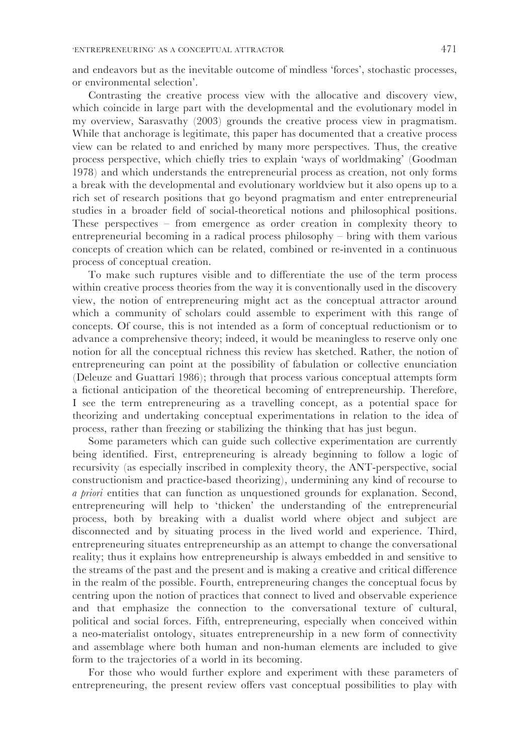and endeavors but as the inevitable outcome of mindless 'forces', stochastic processes, or environmental selection'.

Contrasting the creative process view with the allocative and discovery view, which coincide in large part with the developmental and the evolutionary model in my overview, Sarasvathy (2003) grounds the creative process view in pragmatism. While that anchorage is legitimate, this paper has documented that a creative process view can be related to and enriched by many more perspectives. Thus, the creative process perspective, which chiefly tries to explain 'ways of worldmaking' (Goodman 1978) and which understands the entrepreneurial process as creation, not only forms a break with the developmental and evolutionary worldview but it also opens up to a rich set of research positions that go beyond pragmatism and enter entrepreneurial studies in a broader field of social-theoretical notions and philosophical positions. These perspectives – from emergence as order creation in complexity theory to entrepreneurial becoming in a radical process philosophy – bring with them various concepts of creation which can be related, combined or re-invented in a continuous process of conceptual creation.

To make such ruptures visible and to differentiate the use of the term process within creative process theories from the way it is conventionally used in the discovery view, the notion of entrepreneuring might act as the conceptual attractor around which a community of scholars could assemble to experiment with this range of concepts. Of course, this is not intended as a form of conceptual reductionism or to advance a comprehensive theory; indeed, it would be meaningless to reserve only one notion for all the conceptual richness this review has sketched. Rather, the notion of entrepreneuring can point at the possibility of fabulation or collective enunciation (Deleuze and Guattari 1986); through that process various conceptual attempts form a fictional anticipation of the theoretical becoming of entrepreneurship. Therefore, I see the term entrepreneuring as a travelling concept, as a potential space for theorizing and undertaking conceptual experimentations in relation to the idea of process, rather than freezing or stabilizing the thinking that has just begun.

Some parameters which can guide such collective experimentation are currently being identified. First, entrepreneuring is already beginning to follow a logic of recursivity (as especially inscribed in complexity theory, the ANT-perspective, social constructionism and practice-based theorizing), undermining any kind of recourse to *a priori* entities that can function as unquestioned grounds for explanation. Second, entrepreneuring will help to 'thicken' the understanding of the entrepreneurial process, both by breaking with a dualist world where object and subject are disconnected and by situating process in the lived world and experience. Third, entrepreneuring situates entrepreneurship as an attempt to change the conversational reality; thus it explains how entrepreneurship is always embedded in and sensitive to the streams of the past and the present and is making a creative and critical difference in the realm of the possible. Fourth, entrepreneuring changes the conceptual focus by centring upon the notion of practices that connect to lived and observable experience and that emphasize the connection to the conversational texture of cultural, political and social forces. Fifth, entrepreneuring, especially when conceived within a neo-materialist ontology, situates entrepreneurship in a new form of connectivity and assemblage where both human and non-human elements are included to give form to the trajectories of a world in its becoming.

For those who would further explore and experiment with these parameters of entrepreneuring, the present review offers vast conceptual possibilities to play with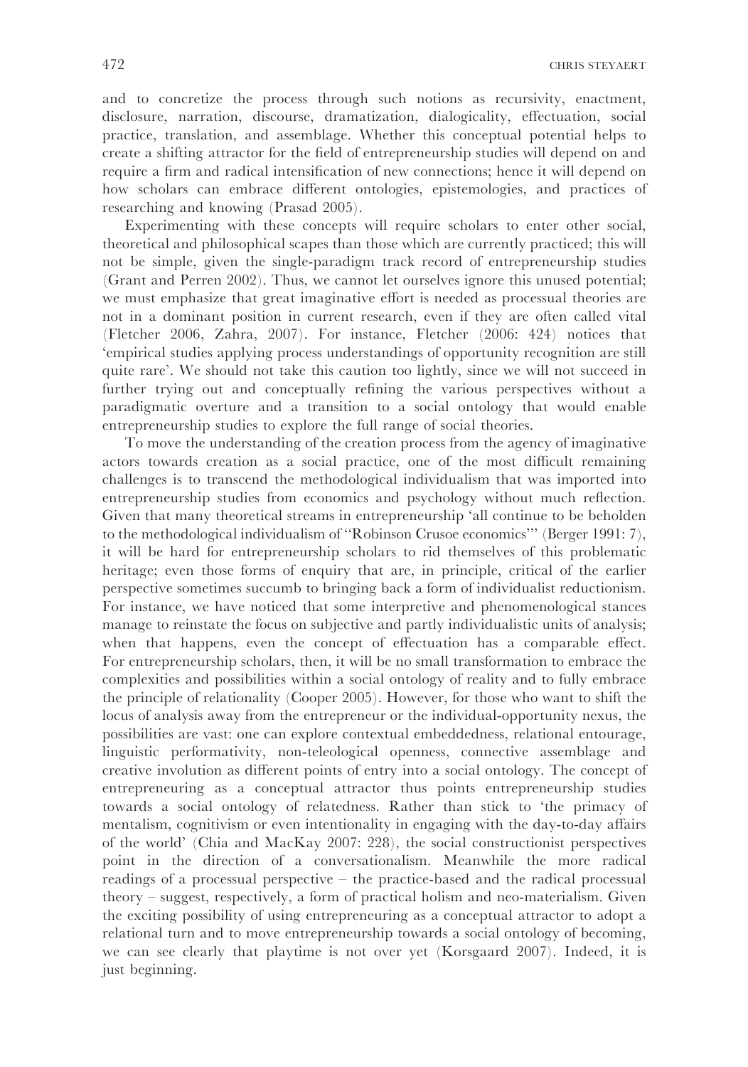and to concretize the process through such notions as recursivity, enactment, disclosure, narration, discourse, dramatization, dialogicality, effectuation, social practice, translation, and assemblage. Whether this conceptual potential helps to create a shifting attractor for the field of entrepreneurship studies will depend on and require a firm and radical intensification of new connections; hence it will depend on how scholars can embrace different ontologies, epistemologies, and practices of researching and knowing (Prasad 2005).

Experimenting with these concepts will require scholars to enter other social, theoretical and philosophical scapes than those which are currently practiced; this will not be simple, given the single-paradigm track record of entrepreneurship studies (Grant and Perren 2002). Thus, we cannot let ourselves ignore this unused potential; we must emphasize that great imaginative effort is needed as processual theories are not in a dominant position in current research, even if they are often called vital (Fletcher 2006, Zahra, 2007). For instance, Fletcher (2006: 424) notices that 'empirical studies applying process understandings of opportunity recognition are still quite rare'. We should not take this caution too lightly, since we will not succeed in further trying out and conceptually refining the various perspectives without a paradigmatic overture and a transition to a social ontology that would enable entrepreneurship studies to explore the full range of social theories.

To move the understanding of the creation process from the agency of imaginative actors towards creation as a social practice, one of the most difficult remaining challenges is to transcend the methodological individualism that was imported into entrepreneurship studies from economics and psychology without much reflection. Given that many theoretical streams in entrepreneurship 'all continue to be beholden to the methodological individualism of "Robinson Crusoe economics"' (Berger 1991: 7), it will be hard for entrepreneurship scholars to rid themselves of this problematic heritage; even those forms of enquiry that are, in principle, critical of the earlier perspective sometimes succumb to bringing back a form of individualist reductionism. For instance, we have noticed that some interpretive and phenomenological stances manage to reinstate the focus on subjective and partly individualistic units of analysis; when that happens, even the concept of effectuation has a comparable effect. For entrepreneurship scholars, then, it will be no small transformation to embrace the complexities and possibilities within a social ontology of reality and to fully embrace the principle of relationality (Cooper 2005). However, for those who want to shift the locus of analysis away from the entrepreneur or the individual-opportunity nexus, the possibilities are vast: one can explore contextual embeddedness, relational entourage, linguistic performativity, non-teleological openness, connective assemblage and creative involution as different points of entry into a social ontology. The concept of entrepreneuring as a conceptual attractor thus points entrepreneurship studies towards a social ontology of relatedness. Rather than stick to 'the primacy of mentalism, cognitivism or even intentionality in engaging with the day-to-day affairs of the world' (Chia and MacKay 2007: 228), the social constructionist perspectives point in the direction of a conversationalism. Meanwhile the more radical readings of a processual perspective – the practice-based and the radical processual theory – suggest, respectively, a form of practical holism and neo-materialism. Given the exciting possibility of using entrepreneuring as a conceptual attractor to adopt a relational turn and to move entrepreneurship towards a social ontology of becoming, we can see clearly that playtime is not over yet (Korsgaard 2007). Indeed, it is just beginning.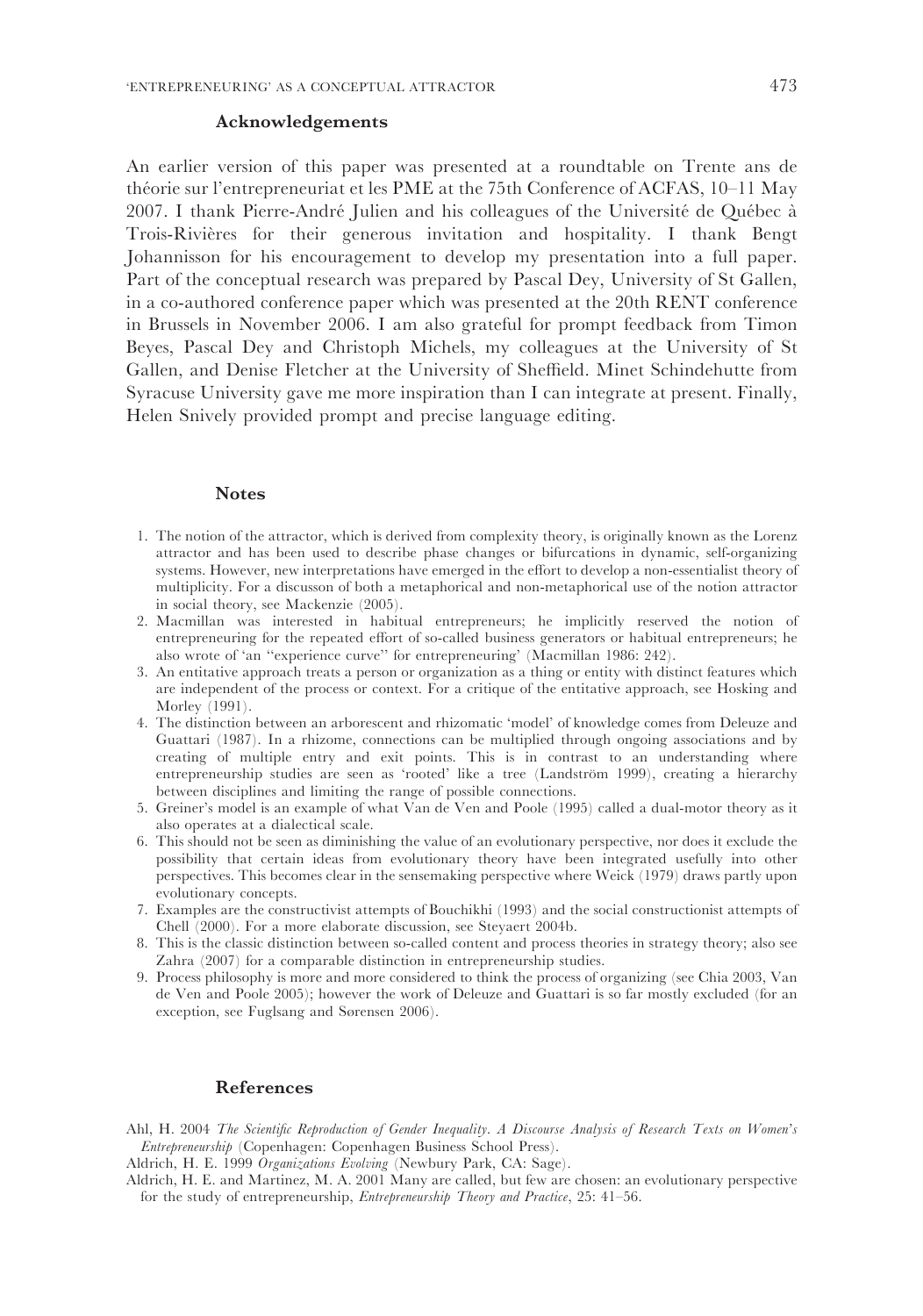## Acknowledgements

An earlier version of this paper was presented at a roundtable on Trente ans de théorie sur l'entrepreneuriat et les PME at the 75th Conference of ACFAS, 10–11 May 2007. I thank Pierre-André Julien and his colleagues of the Université de Québec à Trois-Rivières for their generous invitation and hospitality. I thank Bengt Johannisson for his encouragement to develop my presentation into a full paper. Part of the conceptual research was prepared by Pascal Dey, University of St Gallen, in a co-authored conference paper which was presented at the 20th RENT conference in Brussels in November 2006. I am also grateful for prompt feedback from Timon Beyes, Pascal Dey and Christoph Michels, my colleagues at the University of St Gallen, and Denise Fletcher at the University of Sheffield. Minet Schindehutte from Syracuse University gave me more inspiration than I can integrate at present. Finally, Helen Snively provided prompt and precise language editing.

## Notes

1. The notion of the attractor, which is derived from complexity theory, is originally known as the Lorenz attractor and has been used to describe phase changes or bifurcations in dynamic, self-organizing systems. However, new interpretations have emerged in the effort to develop a non-essentialist theory of multiplicity. For a discusson of both a metaphorical and non-metaphorical use of the notion attractor in social theory, see Mackenzie (2005).
2. Macmillan was interested in habitual entrepreneurs; he implicitly reserved the notion of entrepreneuring for the repeated effort of so-called business generators or habitual entrepreneurs; he also wrote of 'an "experience curve" for entrepreneuring' (Macmillan 1986: 242).
3. An entitative approach treats a person or organization as a thing or entity with distinct features which are independent of the process or context. For a critique of the entitative approach, see Hosking and Morley (1991).
4. The distinction between an arborescent and rhizomatic 'model' of knowledge comes from Deleuze and Guattari (1987). In a rhizome, connections can be multiplied through ongoing associations and by creating of multiple entry and exit points. This is in contrast to an understanding where entrepreneurship studies are seen as 'rooted' like a tree (Landström 1999), creating a hierarchy between disciplines and limiting the range of possible connections.
5. Greiner's model is an example of what Van de Ven and Poole (1995) called a dual-motor theory as it also operates at a dialectical scale.
6. This should not be seen as diminishing the value of an evolutionary perspective, nor does it exclude the possibility that certain ideas from evolutionary theory have been integrated usefully into other perspectives. This becomes clear in the sensemaking perspective where Weick (1979) draws partly upon evolutionary concepts.
7. Examples are the constructivist attempts of Bouchikhi (1993) and the social constructionist attempts of Chell (2000). For a more elaborate discussion, see Steyaert 2004b.
8. This is the classic distinction between so-called content and process theories in strategy theory; also see Zahra (2007) for a comparable distinction in entrepreneurship studies.
9. Process philosophy is more and more considered to think the process of organizing (see Chia 2003, Van de Ven and Poole 2005); however the work of Deleuze and Guattari is so far mostly excluded (for an exception, see Fuglsang and Sørensen 2006).

## References

Ahl, H. 2004 *The Scientific Reproduction of Gender Inequality. A Discourse Analysis of Research Texts on Women's Entrepreneurship* (Copenhagen: Copenhagen Business School Press).

Aldrich, H. E. 1999 *Organizations Evolving* (Newbury Park, CA: Sage).

Aldrich, H. E. and Martinez, M. A. 2001 Many are called, but few are chosen: an evolutionary perspective for the study of entrepreneurship, *Entrepreneurship Theory and Practice*, 25: 41–56.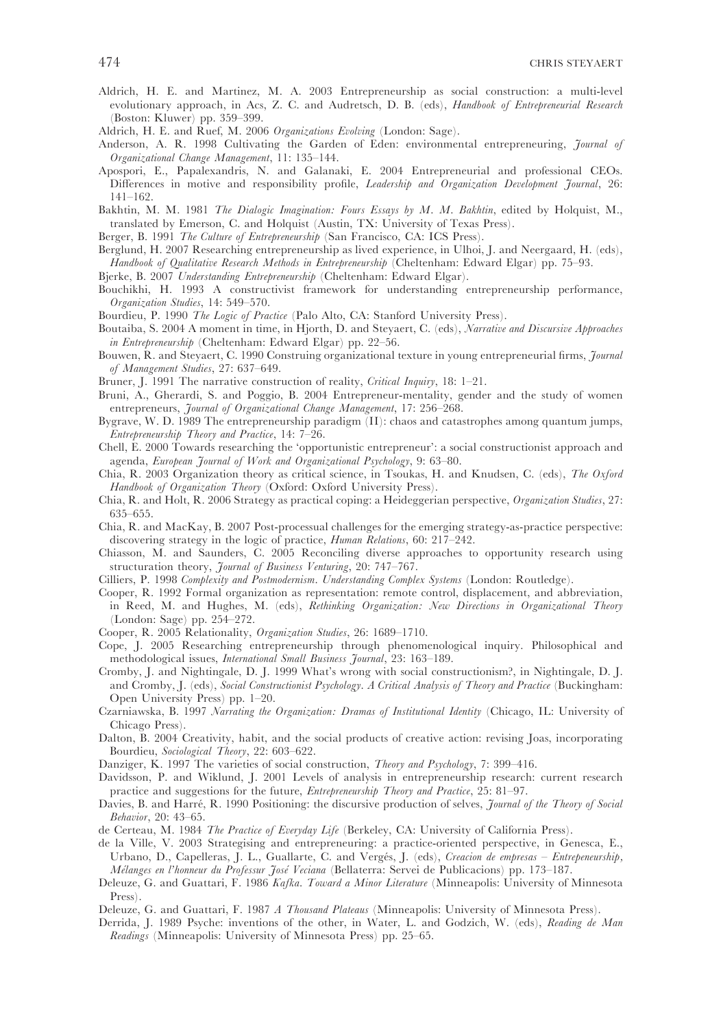Aldrich, H. E. and Martinez, M. A. 2003 Entrepreneurship as social construction: a multi-level evolutionary approach, in Acs, Z. C. and Audretsch, D. B. (eds), *Handbook of Entrepreneurial Research* (Boston: Kluwer) pp. 359–399.

Aldrich, H. E. and Ruef, M. 2006 *Organizations Evolving* (London: Sage).

Anderson, A. R. 1998 Cultivating the Garden of Eden: environmental entrepreneuring, *Journal of Organizational Change Management*, 11: 135–144.

Apospori, E., Papalexandris, N. and Galanaki, E. 2004 Entrepreneurial and professional CEOs. Differences in motive and responsibility profile, *Leadership and Organization Development Journal*, 26: 141–162.

Bakhtin, M. M. 1981 *The Dialogic Imagination: Fours Essays by M. M. Bakhtin*, edited by Holquist, M., translated by Emerson, C. and Holquist (Austin, TX: University of Texas Press).

Berger, B. 1991 *The Culture of Entrepreneurship* (San Francisco, CA: ICS Press).

Berglund, H. 2007 Researching entrepreneurship as lived experience, in Ulhoi, J. and Neergaard, H. (eds), *Handbook of Qualitative Research Methods in Entrepreneurship* (Cheltenham: Edward Elgar) pp. 75–93.

Bjerke, B. 2007 *Understanding Entrepreneurship* (Cheltenham: Edward Elgar).

Bouchikhi, H. 1993 A constructivist framework for understanding entrepreneurship performance, *Organization Studies*, 14: 549–570.

Bourdieu, P. 1990 *The Logic of Practice* (Palo Alto, CA: Stanford University Press).

Boutaiba, S. 2004 A moment in time, in Hjorth, D. and Steyaert, C. (eds), *Narrative and Discursive Approaches in Entrepreneurship* (Cheltenham: Edward Elgar) pp. 22–56.

Bouwen, R. and Steyaert, C. 1990 Construing organizational texture in young entrepreneurial firms, *Journal of Management Studies*, 27: 637–649.

Bruner, J. 1991 The narrative construction of reality, *Critical Inquiry*, 18: 1–21.

Bruni, A., Gherardi, S. and Poggio, B. 2004 Entrepreneur-mentality, gender and the study of women entrepreneurs, *Journal of Organizational Change Management*, 17: 256–268.

Bygrave, W. D. 1989 The entrepreneurship paradigm (II): chaos and catastrophes among quantum jumps, *Entrepreneurship Theory and Practice*, 14: 7–26.

Chell, E. 2000 Towards researching the 'opportunistic entrepreneur': a social constructionist approach and agenda, *European Journal of Work and Organizational Psychology*, 9: 63–80.

Chia, R. 2003 Organization theory as critical science, in Tsoukas, H. and Knudsen, C. (eds), *The Oxford Handbook of Organization Theory* (Oxford: Oxford University Press).

Chia, R. and Holt, R. 2006 Strategy as practical coping: a Heideggerian perspective, *Organization Studies*, 27: 635–655.

Chia, R. and MacKay, B. 2007 Post-processual challenges for the emerging strategy-as-practice perspective: discovering strategy in the logic of practice, *Human Relations*, 60: 217–242.

Chiasson, M. and Saunders, C. 2005 Reconciling diverse approaches to opportunity research using structuration theory, *Journal of Business Venturing*, 20: 747–767.

Cilliers, P. 1998 *Complexity and Postmodernism. Understanding Complex Systems* (London: Routledge).

Cooper, R. 1992 Formal organization as representation: remote control, displacement, and abbreviation, in Reed, M. and Hughes, M. (eds), *Rethinking Organization: New Directions in Organizational Theory* (London: Sage) pp. 254–272.

Cooper, R. 2005 Relationality, *Organization Studies*, 26: 1689–1710.

Cope, J. 2005 Researching entrepreneurship through phenomenological inquiry. Philosophical and methodological issues, *International Small Business Journal*, 23: 163–189.

Cromby, J. and Nightingale, D. J. 1999 What's wrong with social constructionism?, in Nightingale, D. J. and Cromby, J. (eds), *Social Constructionist Psychology. A Critical Analysis of Theory and Practice* (Buckingham: Open University Press) pp. 1–20.

Czarniawska, B. 1997 *Narrating the Organization: Dramas of Institutional Identity* (Chicago, IL: University of Chicago Press).

Dalton, B. 2004 Creativity, habit, and the social products of creative action: revising Joas, incorporating Bourdieu, *Sociological Theory*, 22: 603–622.

Danziger, K. 1997 The varieties of social construction, *Theory and Psychology*, 7: 399–416.

Davidsson, P. and Wiklund, J. 2001 Levels of analysis in entrepreneurship research: current research practice and suggestions for the future, *Entrepreneurship Theory and Practice*, 25: 81–97.

Davies, B. and Harré, R. 1990 Positioning: the discursive production of selves, *Journal of the Theory of Social Behavior*, 20: 43–65.

de Certeau, M. 1984 *The Practice of Everyday Life* (Berkeley, CA: University of California Press).

de la Ville, V. 2003 Strategising and entrepreneuring: a practice-oriented perspective, in Genesca, E., Urbano, D., Capelleras, J. L., Guallarte, C. and Vergés, J. (eds), *Creacion de empresas – Entrepeneurship, Mélanges en l'honneur du Professur José Veciana* (Bellaterra: Servei de Publicacions) pp. 173–187.

Deleuze, G. and Guattari, F. 1986 *Kafka. Toward a Minor Literature* (Minneapolis: University of Minnesota Press).

Deleuze, G. and Guattari, F. 1987 *A Thousand Plateaus* (Minneapolis: University of Minnesota Press).

Derrida, J. 1989 Psyche: inventions of the other, in Water, L. and Godzich, W. (eds), *Reading de Man Readings* (Minneapolis: University of Minnesota Press) pp. 25–65.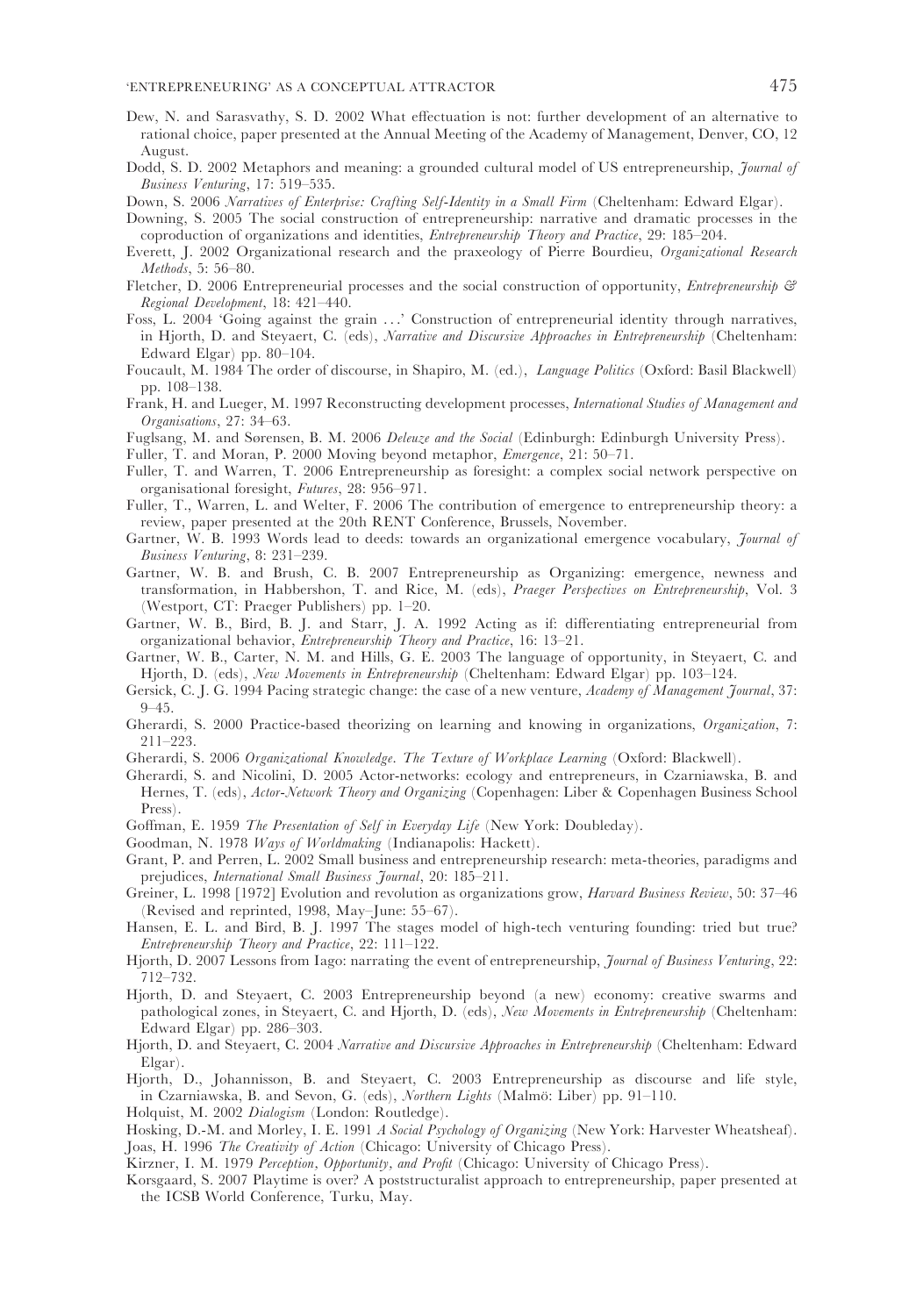Dew, N. and Sarasvathy, S. D. 2002 What effectuation is not: further development of an alternative to rational choice, paper presented at the Annual Meeting of the Academy of Management, Denver, CO, 12 August.

Dodd, S. D. 2002 Metaphors and meaning: a grounded cultural model of US entrepreneurship, *Journal of Business Venturing*, 17: 519–535.

Down, S. 2006 *Narratives of Enterprise: Crafting Self-Identity in a Small Firm* (Cheltenham: Edward Elgar).

Downing, S. 2005 The social construction of entrepreneurship: narrative and dramatic processes in the coproduction of organizations and identities, *Entrepreneurship Theory and Practice*, 29: 185–204.

Everett, J. 2002 Organizational research and the praxeology of Pierre Bourdieu, *Organizational Research Methods*, 5: 56–80.

Fletcher, D. 2006 Entrepreneurial processes and the social construction of opportunity, *Entrepreneurship & Regional Development*, 18: 421–440.

Foss, L. 2004 'Going against the grain ...' Construction of entrepreneurial identity through narratives, in Hjorth, D. and Steyaert, C. (eds), *Narrative and Discursive Approaches in Entrepreneurship* (Cheltenham: Edward Elgar) pp. 80–104.

Foucault, M. 1984 The order of discourse, in Shapiro, M. (ed.), *Language Politics* (Oxford: Basil Blackwell) pp. 108–138.

Frank, H. and Lueger, M. 1997 Reconstructing development processes, *International Studies of Management and Organisations*, 27: 34–63.

Fuglsang, M. and Sørensen, B. M. 2006 *Deleuze and the Social* (Edinburgh: Edinburgh University Press).

Fuller, T. and Moran, P. 2000 Moving beyond metaphor, *Emergence*, 21: 50–71.

Fuller, T. and Warren, T. 2006 Entrepreneurship as foresight: a complex social network perspective on organisational foresight, *Futures*, 28: 956–971.

Fuller, T., Warren, L. and Welter, F. 2006 The contribution of emergence to entrepreneurship theory: a review, paper presented at the 20th RENT Conference, Brussels, November.

Gartner, W. B. 1993 Words lead to deeds: towards an organizational emergence vocabulary, *Journal of Business Venturing*, 8: 231–239.

Gartner, W. B. and Brush, C. B. 2007 Entrepreneurship as Organizing: emergence, newness and transformation, in Habbershon, T. and Rice, M. (eds), *Praeger Perspectives on Entrepreneurship*, Vol. 3 (Westport, CT: Praeger Publishers) pp. 1–20.

Gartner, W. B., Bird, B. J. and Starr, J. A. 1992 Acting as if: differentiating entrepreneurial from organizational behavior, *Entrepreneurship Theory and Practice*, 16: 13–21.

Gartner, W. B., Carter, N. M. and Hills, G. E. 2003 The language of opportunity, in Steyaert, C. and Hjorth, D. (eds), *New Movements in Entrepreneurship* (Cheltenham: Edward Elgar) pp. 103–124.

Gersick, C. J. G. 1994 Pacing strategic change: the case of a new venture, *Academy of Management Journal*, 37: 9–45.

Gherardi, S. 2000 Practice-based theorizing on learning and knowing in organizations, *Organization*, 7: 211–223.

Gherardi, S. 2006 *Organizational Knowledge. The Texture of Workplace Learning* (Oxford: Blackwell).

Gherardi, S. and Nicolini, D. 2005 Actor-networks: ecology and entrepreneurs, in Czarniawska, B. and Hernes, T. (eds), *Actor-Network Theory and Organizing* (Copenhagen: Liber & Copenhagen Business School Press).

Goffman, E. 1959 *The Presentation of Self in Everyday Life* (New York: Doubleday).

Goodman, N. 1978 *Ways of Worldmaking* (Indianapolis: Hackett).

Grant, P. and Perren, L. 2002 Small business and entrepreneurship research: meta-theories, paradigms and prejudices, *International Small Business Journal*, 20: 185–211.

Greiner, L. 1998 [1972] Evolution and revolution as organizations grow, *Harvard Business Review*, 50: 37–46 (Revised and reprinted, 1998, May–June: 55–67).

Hansen, E. L. and Bird, B. J. 1997 The stages model of high-tech venturing founding: tried but true? *Entrepreneurship Theory and Practice*, 22: 111–122.

Hjorth, D. 2007 Lessons from Iago: narrating the event of entrepreneurship, *Journal of Business Venturing*, 22: 712–732.

Hjorth, D. and Steyaert, C. 2003 Entrepreneurship beyond (a new) economy: creative swarms and pathological zones, in Steyaert, C. and Hjorth, D. (eds), *New Movements in Entrepreneurship* (Cheltenham: Edward Elgar) pp. 286–303.

Hjorth, D. and Steyaert, C. 2004 *Narrative and Discursive Approaches in Entrepreneurship* (Cheltenham: Edward Elgar).

Hjorth, D., Johannisson, B. and Steyaert, C. 2003 Entrepreneurship as discourse and life style, in Czarniawska, B. and Sevon, G. (eds), *Northern Lights* (Malmö: Liber) pp. 91–110.

Holquist, M. 2002 *Dialogism* (London: Routledge).

Hosking, D.-M. and Morley, I. E. 1991 *A Social Psychology of Organizing* (New York: Harvester Wheatsheaf).

Joas, H. 1996 *The Creativity of Action* (Chicago: University of Chicago Press).

Kirzner, I. M. 1979 *Perception, Opportunity, and Profit* (Chicago: University of Chicago Press).

Korsgaard, S. 2007 Playtime is over? A poststructuralist approach to entrepreneurship, paper presented at the ICSB World Conference, Turku, May.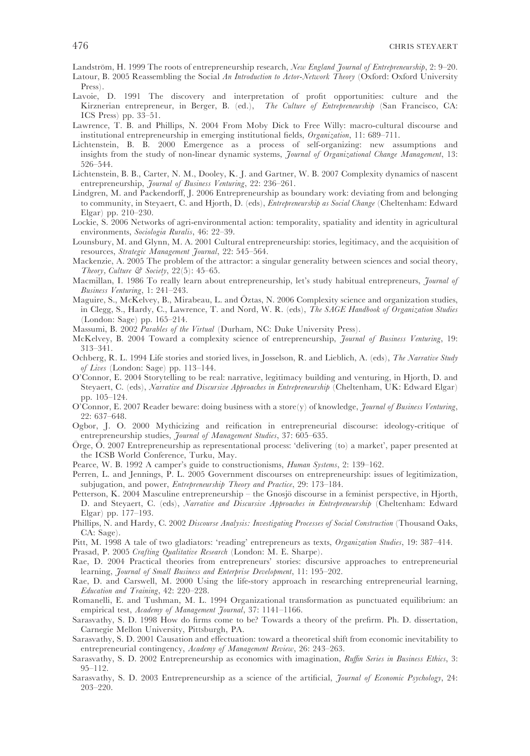Landström, H. 1999 The roots of entrepreneurship research, *New England Journal of Entrepreneurship*, 2: 9–20.

Latour, B. 2005 Reassembling the Social *An Introduction to Actor-Network Theory* (Oxford: Oxford University Press).

Lavoie, D. 1991 The discovery and interpretation of profit opportunities: culture and the Kirznerian entrepreneur, in Berger, B. (ed.), *The Culture of Entrepreneurship* (San Francisco, CA: ICS Press) pp. 33–51.

Lawrence, T. B. and Phillips, N. 2004 From Moby Dick to Free Willy: macro-cultural discourse and institutional entrepreneurship in emerging institutional fields, *Organization*, 11: 689–711.

Lichtenstein, B. B. 2000 Emergence as a process of self-organizing: new assumptions and insights from the study of non-linear dynamic systems, *Journal of Organizational Change Management*, 13: 526–544.

Lichtenstein, B. B., Carter, N. M., Dooley, K. J. and Gartner, W. B. 2007 Complexity dynamics of nascent entrepreneurship, *Journal of Business Venturing*, 22: 236–261.

Lindgren, M. and Packendorff, J. 2006 Entrepreneurship as boundary work: deviating from and belonging to community, in Steyaert, C. and Hjorth, D. (eds), *Entrepreneurship as Social Change* (Cheltenham: Edward Elgar) pp. 210–230.

Lockie, S. 2006 Networks of agri-environmental action: temporality, spatiality and identity in agricultural environments, *Sociologia Ruralis*, 46: 22–39.

Lounsbury, M. and Glynn, M. A. 2001 Cultural entrepreneurship: stories, legitimacy, and the acquisition of resources, *Strategic Management Journal*, 22: 545–564.

Mackenzie, A. 2005 The problem of the attractor: a singular generality between sciences and social theory, *Theory, Culture & Society*, 22(5): 45–65.

Macmillan, I. 1986 To really learn about entrepreneurship, let's study habitual entrepreneurs, *Journal of Business Venturing*, 1: 241–243.

Maguire, S., McKelvey, B., Mirabeau, L. and Öztas, N. 2006 Complexity science and organization studies, in Clegg, S., Hardy, C., Lawrence, T. and Nord, W. R. (eds), *The SAGE Handbook of Organization Studies* (London: Sage) pp. 165–214.

Massumi, B. 2002 *Parables of the Virtual* (Durham, NC: Duke University Press).

McKelvey, B. 2004 Toward a complexity science of entrepreneurship, *Journal of Business Venturing*, 19: 313–341.

Ochberg, R. L. 1994 Life stories and storied lives, in Josselson, R. and Lieblich, A. (eds), *The Narrative Study of Lives* (London: Sage) pp. 113–144.

O'Connor, E. 2004 Storytelling to be real: narrative, legitimacy building and venturing, in Hjorth, D. and Steyaert, C. (eds), *Narrative and Discursive Approaches in Entrepreneurship* (Cheltenham, UK: Edward Elgar) pp. 105–124.

O'Connor, E. 2007 Reader beware: doing business with a store(y) of knowledge, *Journal of Business Venturing*, 22: 637–648.

Ogbor, J. O. 2000 Mythicizing and reification in entrepreneurial discourse: ideology-critique of entrepreneurship studies, *Journal of Management Studies*, 37: 605–635.

Örge, Ö. 2007 Entrepreneurship as representational process: 'delivering (to) a market', paper presented at the ICSB World Conference, Turku, May.

Pearce, W. B. 1992 A camper's guide to constructionisms, *Human Systems*, 2: 139–162.

Perren, L. and Jennings, P. L. 2005 Government discourses on entrepreneurship: issues of legitimization, subjugation, and power, *Entrepreneurship Theory and Practice*, 29: 173–184.

Petterson, K. 2004 Masculine entrepreneurship – the Gnosjö discourse in a feminist perspective, in Hjorth, D. and Steyaert, C. (eds), *Narrative and Discursive Approaches in Entrepreneurship* (Cheltenham: Edward Elgar) pp. 177–193.

Phillips, N. and Hardy, C. 2002 *Discourse Analysis: Investigating Processes of Social Construction* (Thousand Oaks, CA: Sage).

Pitt, M. 1998 A tale of two gladiators: 'reading' entrepreneurs as texts, *Organization Studies*, 19: 387–414.

Prasad, P. 2005 *Crafting Qualitative Research* (London: M. E. Sharpe).

Rae, D. 2004 Practical theories from entrepreneurs' stories: discursive approaches to entrepreneurial learning, *Journal of Small Business and Enterprise Development*, 11: 195–202.

Rae, D. and Carswell, M. 2000 Using the life-story approach in researching entrepreneurial learning, *Education and Training*, 42: 220–228.

Romanelli, E. and Tushman, M. L. 1994 Organizational transformation as punctuated equilibrium: an empirical test, *Academy of Management Journal*, 37: 1141–1166.

Sarasvathy, S. D. 1998 How do firms come to be? Towards a theory of the prefirm. Ph. D. dissertation, Carnegie Mellon University, Pittsburgh, PA.

Sarasvathy, S. D. 2001 Causation and effectuation: toward a theoretical shift from economic inevitability to entrepreneurial contingency, *Academy of Management Review*, 26: 243–263.

Sarasvathy, S. D. 2002 Entrepreneurship as economics with imagination, *Ruffin Series in Business Ethics*, 3: 95–112.

Sarasvathy, S. D. 2003 Entrepreneurship as a science of the artificial, *Journal of Economic Psychology*, 24: 203–220.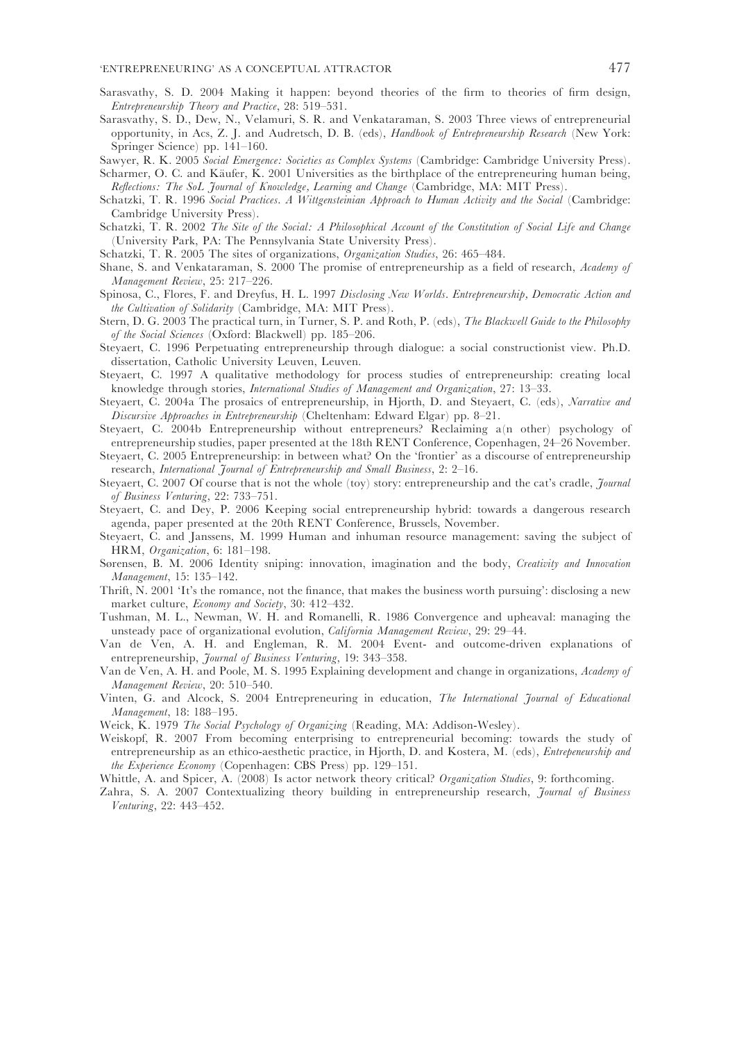Sarasvathy, S. D. 2004 Making it happen: beyond theories of the firm to theories of firm design, *Entrepreneurship Theory and Practice*, 28: 519–531.

Sarasvathy, S. D., Dew, N., Velamuri, S. R. and Venkataraman, S. 2003 Three views of entrepreneurial opportunity, in Acs, Z. J. and Audretsch, D. B. (eds), *Handbook of Entrepreneurship Research* (New York: Springer Science) pp. 141–160.

Sawyer, R. K. 2005 *Social Emergence: Societies as Complex Systems* (Cambridge: Cambridge University Press).

Scharmer, O. C. and Käufer, K. 2001 Universities as the birthplace of the entrepreneuring human being, *Reflections: The SoL Journal of Knowledge, Learning and Change* (Cambridge, MA: MIT Press).

Schatzki, T. R. 1996 *Social Practices. A Wittgensteinian Approach to Human Activity and the Social* (Cambridge: Cambridge University Press).

Schatzki, T. R. 2002 *The Site of the Social: A Philosophical Account of the Constitution of Social Life and Change* (University Park, PA: The Pennsylvania State University Press).

Schatzki, T. R. 2005 The sites of organizations, *Organization Studies*, 26: 465–484.

Shane, S. and Venkataraman, S. 2000 The promise of entrepreneurship as a field of research, *Academy of Management Review*, 25: 217–226.

Spinosa, C., Flores, F. and Dreyfus, H. L. 1997 *Disclosing New Worlds. Entrepreneurship, Democratic Action and the Cultivation of Solidarity* (Cambridge, MA: MIT Press).

Stern, D. G. 2003 The practical turn, in Turner, S. P. and Roth, P. (eds), *The Blackwell Guide to the Philosophy of the Social Sciences* (Oxford: Blackwell) pp. 185–206.

Steyaert, C. 1996 Perpetuating entrepreneurship through dialogue: a social constructionist view. Ph.D. dissertation, Catholic University Leuven, Leuven.

Steyaert, C. 1997 A qualitative methodology for process studies of entrepreneurship: creating local knowledge through stories, *International Studies of Management and Organization*, 27: 13–33.

Steyaert, C. 2004a The prosaics of entrepreneurship, in Hjorth, D. and Steyaert, C. (eds), *Narrative and Discursive Approaches in Entrepreneurship* (Cheltenham: Edward Elgar) pp. 8–21.

Steyaert, C. 2004b Entrepreneurship without entrepreneurs? Reclaiming a(n other) psychology of entrepreneurship studies, paper presented at the 18th RENT Conference, Copenhagen, 24–26 November.

Steyaert, C. 2005 Entrepreneurship: in between what? On the 'frontier' as a discourse of entrepreneurship research, *International Journal of Entrepreneurship and Small Business*, 2: 2–16.

Steyaert, C. 2007 Of course that is not the whole (toy) story: entrepreneurship and the cat's cradle, *Journal of Business Venturing*, 22: 733–751.

Steyaert, C. and Dey, P. 2006 Keeping social entrepreneurship hybrid: towards a dangerous research agenda, paper presented at the 20th RENT Conference, Brussels, November.

Steyaert, C. and Janssens, M. 1999 Human and inhuman resource management: saving the subject of HRM, *Organization*, 6: 181–198.

Sørensen, B. M. 2006 Identity sniping: innovation, imagination and the body, *Creativity and Innovation Management*, 15: 135–142.

Thrift, N. 2001 'It's the romance, not the finance, that makes the business worth pursuing': disclosing a new market culture, *Economy and Society*, 30: 412–432.

Tushman, M. L., Newman, W. H. and Romanelli, R. 1986 Convergence and upheaval: managing the unsteady pace of organizational evolution, *California Management Review*, 29: 29–44.

Van de Ven, A. H. and Engleman, R. M. 2004 Event- and outcome-driven explanations of entrepreneurship, *Journal of Business Venturing*, 19: 343–358.

Van de Ven, A. H. and Poole, M. S. 1995 Explaining development and change in organizations, *Academy of Management Review*, 20: 510–540.

Vinten, G. and Alcock, S. 2004 Entrepreneuring in education, *The International Journal of Educational Management*, 18: 188–195.

Weick, K. 1979 *The Social Psychology of Organizing* (Reading, MA: Addison-Wesley).

Weiskopf, R. 2007 From becoming enterprising to entrepreneurial becoming: towards the study of entrepreneurship as an ethico-aesthetic practice, in Hjorth, D. and Kostera, M. (eds), *Entrepeneurship and the Experience Economy* (Copenhagen: CBS Press) pp. 129–151.

Whittle, A. and Spicer, A. (2008) Is actor network theory critical? *Organization Studies*, 9: forthcoming.

Zahra, S. A. 2007 Contextualizing theory building in entrepreneurship research, *Journal of Business Venturing*, 22: 443–452.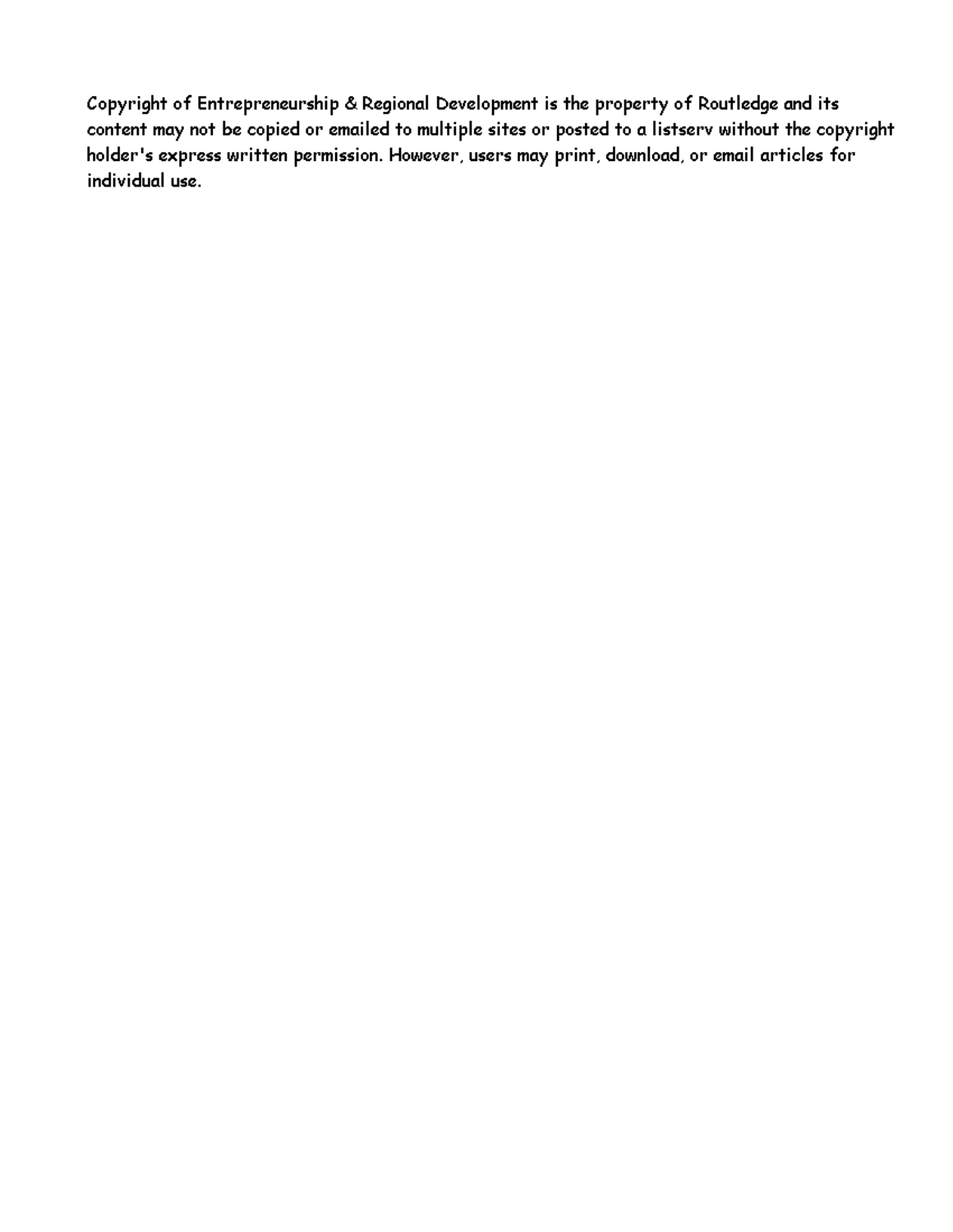Copyright of Entrepreneurship & Regional Development is the property of Routledge and its content may not be copied or emailed to multiple sites or posted to a listserv without the copyright holder's express written permission. However, users may print, download, or email articles for individual use.